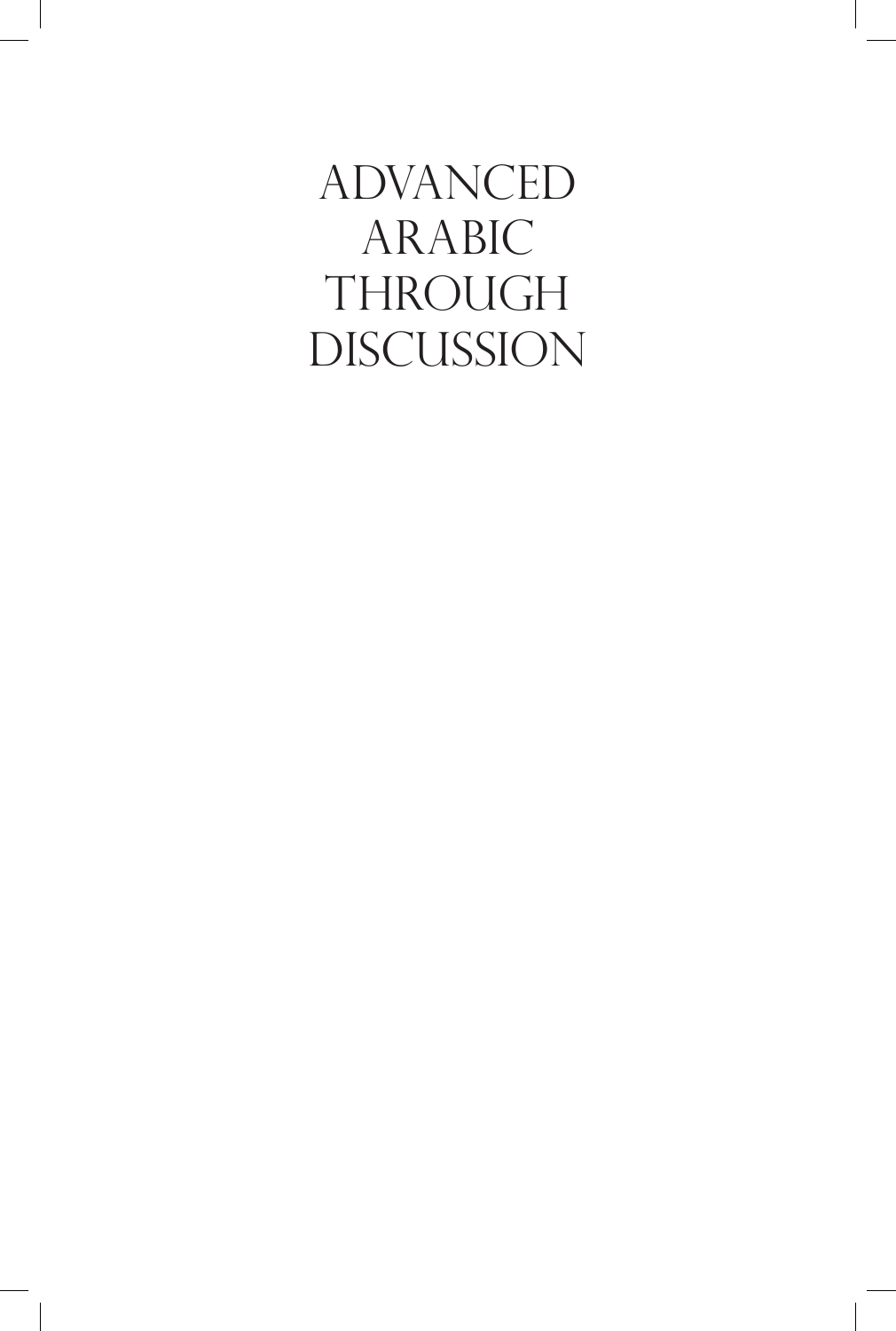# ADVANCED ARABIC THROUGH DISCUSSION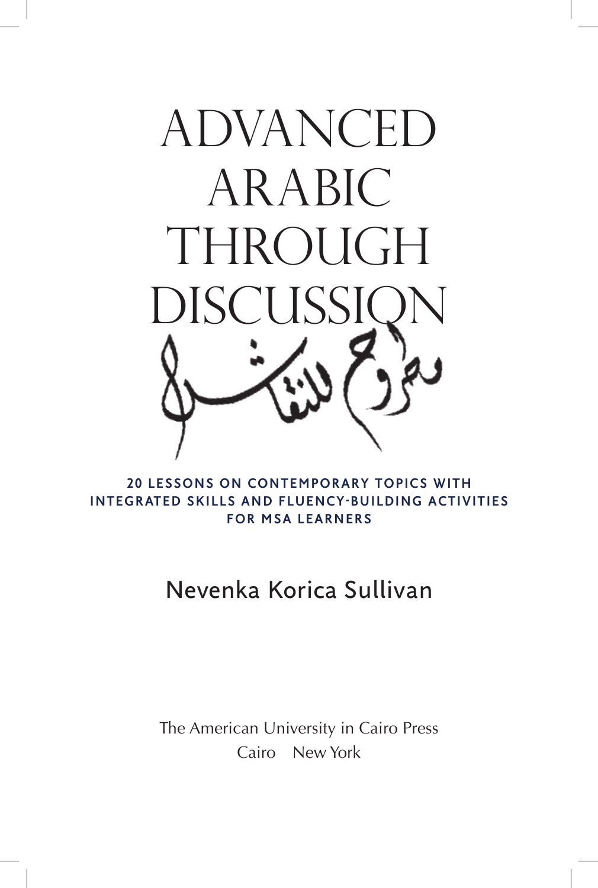# ADVANCED ARABIC THROUGH DISCUSSION

بحوث للنقاش

**20 LESSONS ON CONTEMPORARY TOPICS WITH INTEGRATED SKILLS AND FLUENCY-BUILDING ACTIVITIES FOR MSA LEARNERS**

Nevenka Korica Sullivan

The American University in Cairo Press
Cairo New York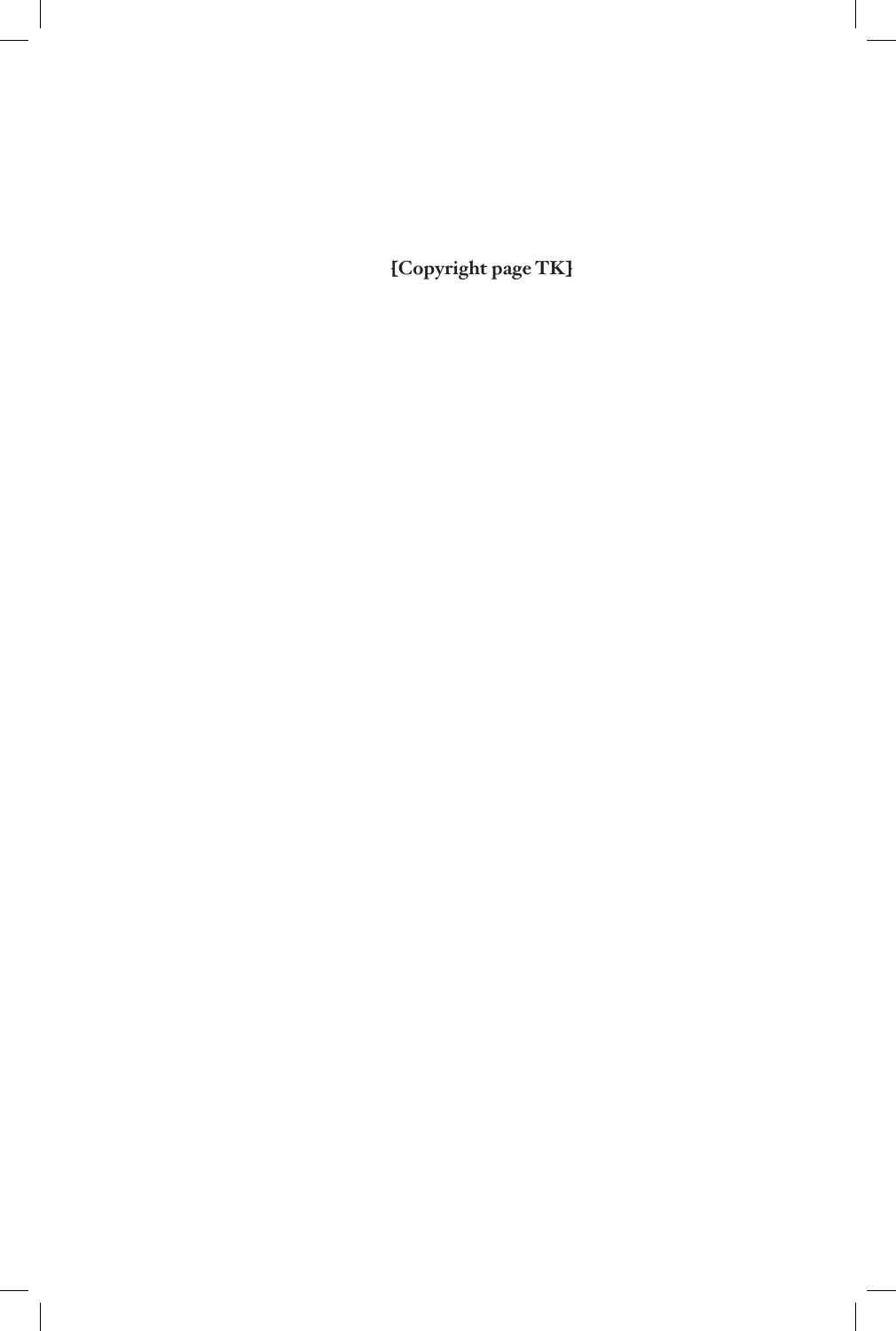**[Copyright page TK]**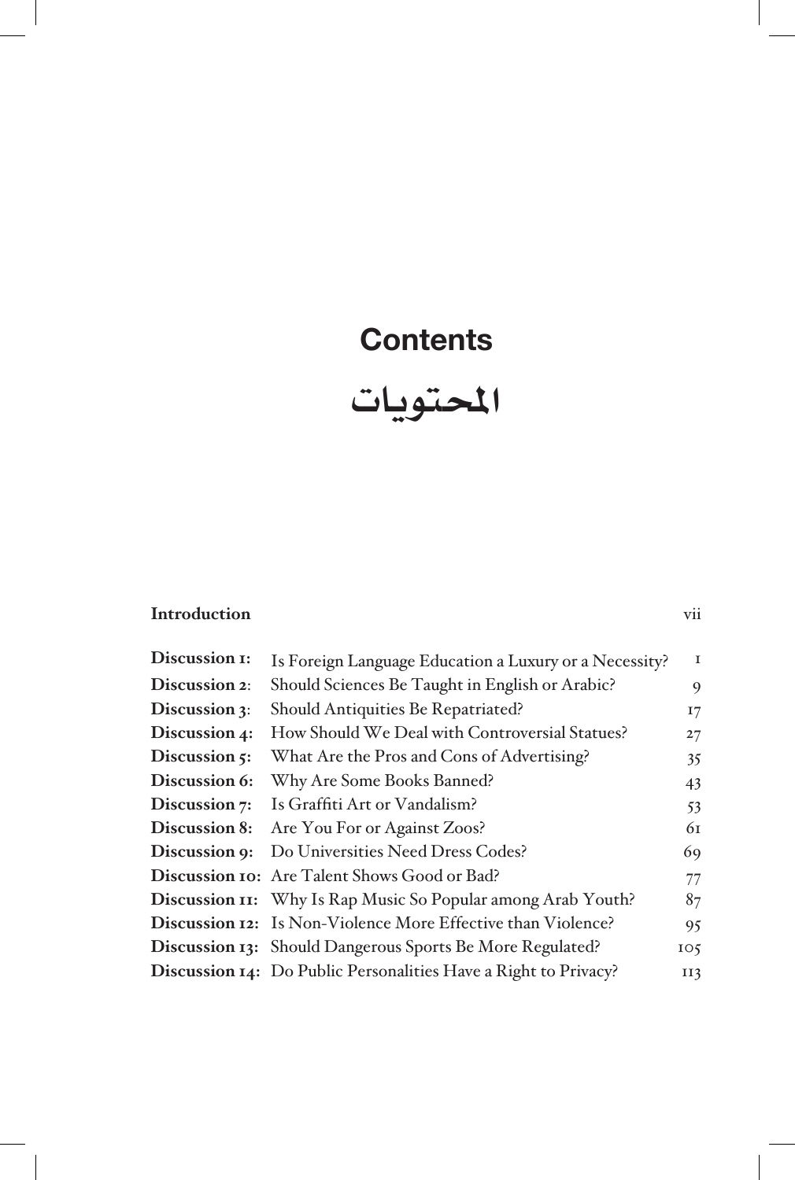# Contents

# المحتويات

| | | |
|---|---|---|
| **Introduction** | | vii |
| **Discussion 1:** | Is Foreign Language Education a Luxury or a Necessity? | 1 |
| **Discussion 2:** | Should Sciences Be Taught in English or Arabic? | 9 |
| **Discussion 3:** | Should Antiquities Be Repatriated? | 17 |
| **Discussion 4:** | How Should We Deal with Controversial Statues? | 27 |
| **Discussion 5:** | What Are the Pros and Cons of Advertising? | 35 |
| **Discussion 6:** | Why Are Some Books Banned? | 43 |
| **Discussion 7:** | Is Graffiti Art or Vandalism? | 53 |
| **Discussion 8:** | Are You For or Against Zoos? | 61 |
| **Discussion 9:** | Do Universities Need Dress Codes? | 69 |
| **Discussion 10:** | Are Talent Shows Good or Bad? | 77 |
| **Discussion 11:** | Why Is Rap Music So Popular among Arab Youth? | 87 |
| **Discussion 12:** | Is Non-Violence More Effective than Violence? | 95 |
| **Discussion 13:** | Should Dangerous Sports Be More Regulated? | 105 |
| **Discussion 14:** | Do Public Personalities Have a Right to Privacy? | 113 |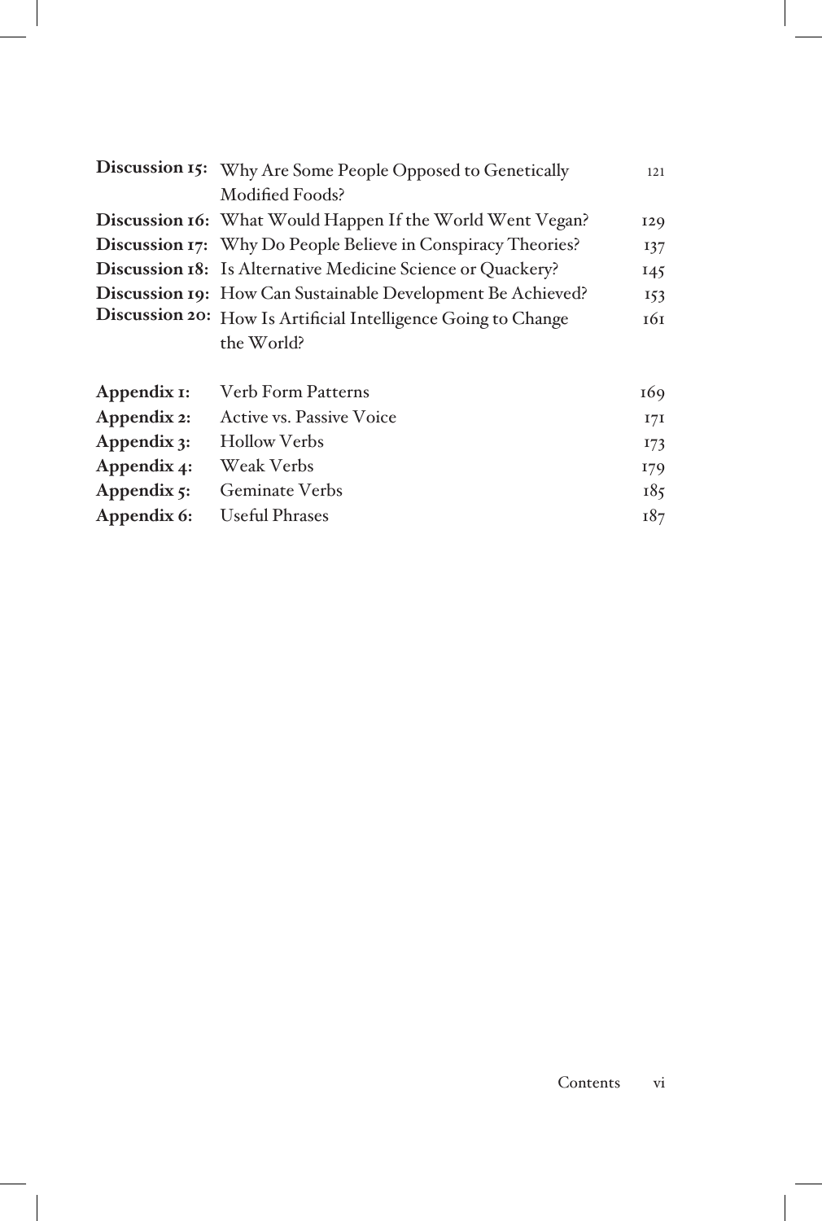| | | |
|---|---|---|
| **Discussion 15:** | Why Are Some People Opposed to Genetically Modified Foods? | 121 |
| **Discussion 16:** | What Would Happen If the World Went Vegan? | 129 |
| **Discussion 17:** | Why Do People Believe in Conspiracy Theories? | 137 |
| **Discussion 18:** | Is Alternative Medicine Science or Quackery? | 145 |
| **Discussion 19:** | How Can Sustainable Development Be Achieved? | 153 |
| **Discussion 20:** | How Is Artificial Intelligence Going to Change the World? | 161 |
| **Appendix 1:** | Verb Form Patterns | 169 |
| **Appendix 2:** | Active vs. Passive Voice | 171 |
| **Appendix 3:** | Hollow Verbs | 173 |
| **Appendix 4:** | Weak Verbs | 179 |
| **Appendix 5:** | Geminate Verbs | 185 |
| **Appendix 6:** | Useful Phrases | 187 |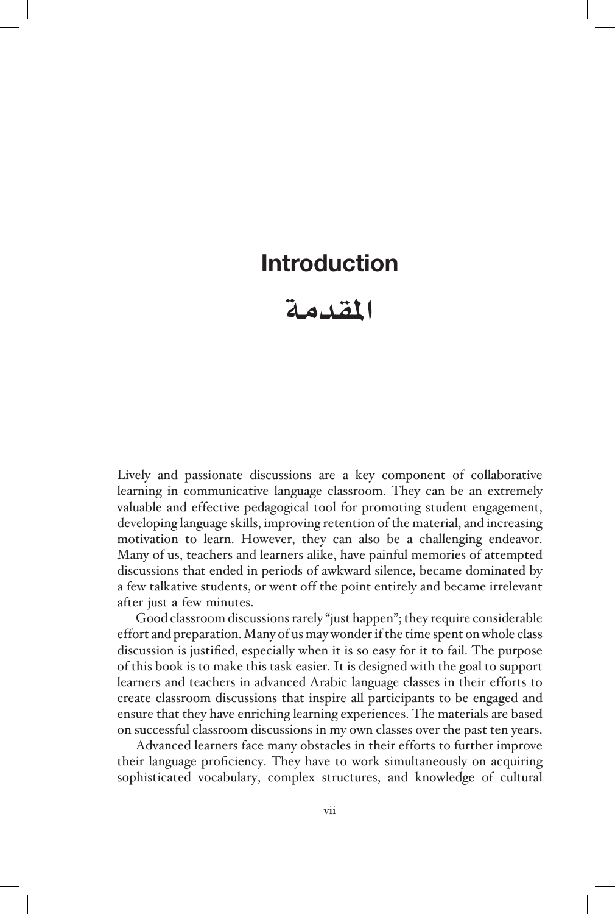# Introduction

# المقدمة

Lively and passionate discussions are a key component of collaborative learning in communicative language classroom. They can be an extremely valuable and effective pedagogical tool for promoting student engagement, developing language skills, improving retention of the material, and increasing motivation to learn. However, they can also be a challenging endeavor. Many of us, teachers and learners alike, have painful memories of attempted discussions that ended in periods of awkward silence, became dominated by a few talkative students, or went off the point entirely and became irrelevant after just a few minutes.

Good classroom discussions rarely "just happen"; they require considerable effort and preparation. Many of us may wonder if the time spent on whole class discussion is justified, especially when it is so easy for it to fail. The purpose of this book is to make this task easier. It is designed with the goal to support learners and teachers in advanced Arabic language classes in their efforts to create classroom discussions that inspire all participants to be engaged and ensure that they have enriching learning experiences. The materials are based on successful classroom discussions in my own classes over the past ten years.

Advanced learners face many obstacles in their efforts to further improve their language proficiency. They have to work simultaneously on acquiring sophisticated vocabulary, complex structures, and knowledge of cultural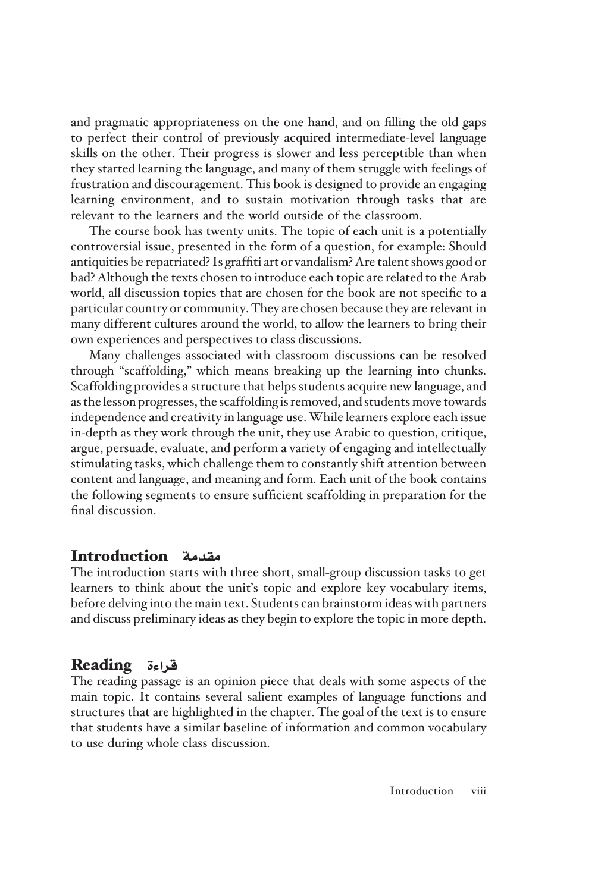and pragmatic appropriateness on the one hand, and on filling the old gaps to perfect their control of previously acquired intermediate-level language skills on the other. Their progress is slower and less perceptible than when they started learning the language, and many of them struggle with feelings of frustration and discouragement. This book is designed to provide an engaging learning environment, and to sustain motivation through tasks that are relevant to the learners and the world outside of the classroom.

The course book has twenty units. The topic of each unit is a potentially controversial issue, presented in the form of a question, for example: Should antiquities be repatriated? Is graffiti art or vandalism? Are talent shows good or bad? Although the texts chosen to introduce each topic are related to the Arab world, all discussion topics that are chosen for the book are not specific to a particular country or community. They are chosen because they are relevant in many different cultures around the world, to allow the learners to bring their own experiences and perspectives to class discussions.

Many challenges associated with classroom discussions can be resolved through "scaffolding," which means breaking up the learning into chunks. Scaffolding provides a structure that helps students acquire new language, and as the lesson progresses, the scaffolding is removed, and students move towards independence and creativity in language use. While learners explore each issue in-depth as they work through the unit, they use Arabic to question, critique, argue, persuade, evaluate, and perform a variety of engaging and intellectually stimulating tasks, which challenge them to constantly shift attention between content and language, and meaning and form. Each unit of the book contains the following segments to ensure sufficient scaffolding in preparation for the final discussion.

## Introduction مقدمة

The introduction starts with three short, small-group discussion tasks to get learners to think about the unit's topic and explore key vocabulary items, before delving into the main text. Students can brainstorm ideas with partners and discuss preliminary ideas as they begin to explore the topic in more depth.

## Reading قراءة

The reading passage is an opinion piece that deals with some aspects of the main topic. It contains several salient examples of language functions and structures that are highlighted in the chapter. The goal of the text is to ensure that students have a similar baseline of information and common vocabulary to use during whole class discussion.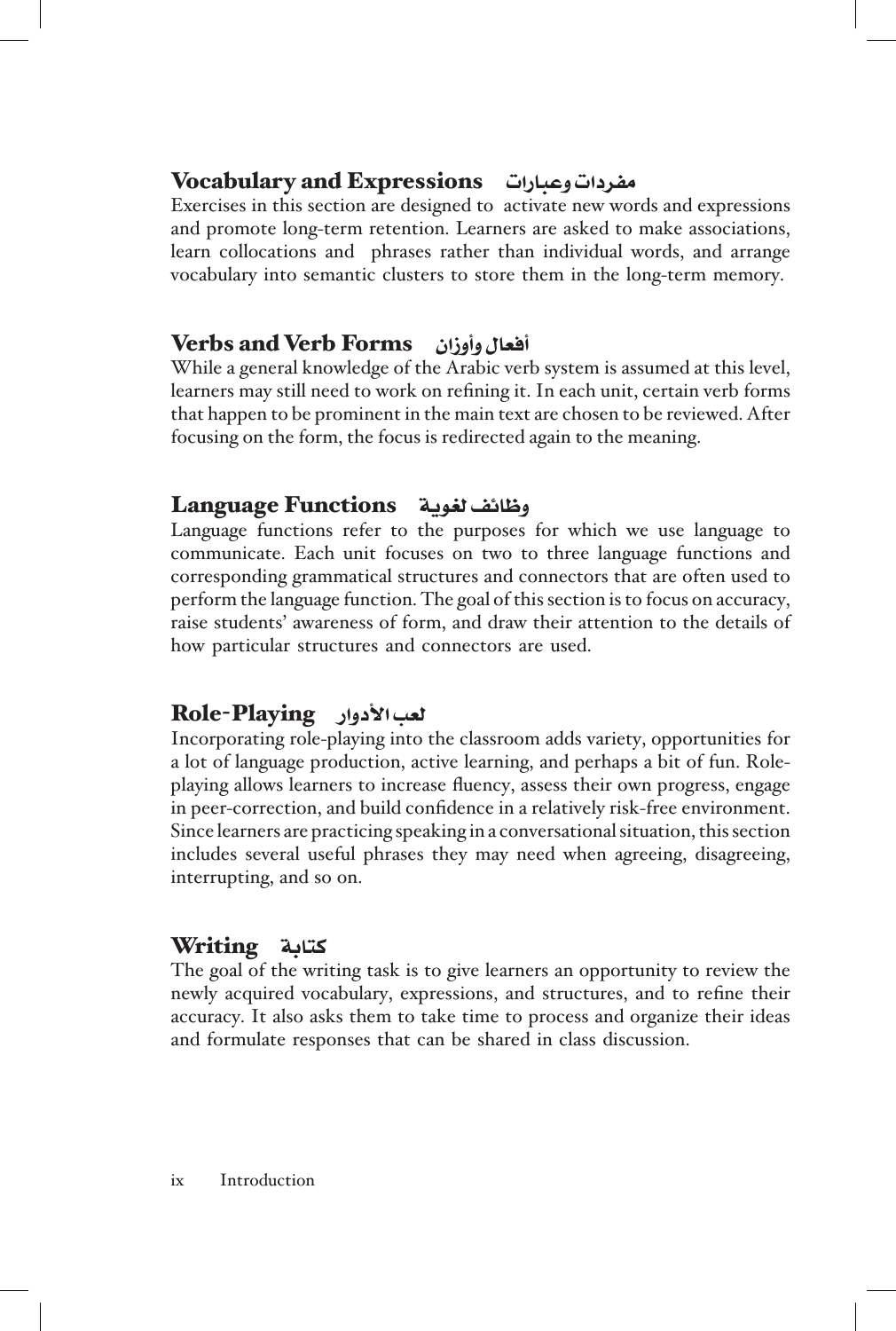## Vocabulary and Expressions مفردات وعبارات

Exercises in this section are designed to activate new words and expressions and promote long-term retention. Learners are asked to make associations, learn collocations and phrases rather than individual words, and arrange vocabulary into semantic clusters to store them in the long-term memory.

## Verbs and Verb Forms أفعال وأوزان

While a general knowledge of the Arabic verb system is assumed at this level, learners may still need to work on refining it. In each unit, certain verb forms that happen to be prominent in the main text are chosen to be reviewed. After focusing on the form, the focus is redirected again to the meaning.

## Language Functions وظائف لغوية

Language functions refer to the purposes for which we use language to communicate. Each unit focuses on two to three language functions and corresponding grammatical structures and connectors that are often used to perform the language function. The goal of this section is to focus on accuracy, raise students' awareness of form, and draw their attention to the details of how particular structures and connectors are used.

## Role-Playing لعب الأدوار

Incorporating role-playing into the classroom adds variety, opportunities for a lot of language production, active learning, and perhaps a bit of fun. Role-playing allows learners to increase fluency, assess their own progress, engage in peer-correction, and build confidence in a relatively risk-free environment. Since learners are practicing speaking in a conversational situation, this section includes several useful phrases they may need when agreeing, disagreeing, interrupting, and so on.

## Writing كتابة

The goal of the writing task is to give learners an opportunity to review the newly acquired vocabulary, expressions, and structures, and to refine their accuracy. It also asks them to take time to process and organize their ideas and formulate responses that can be shared in class discussion.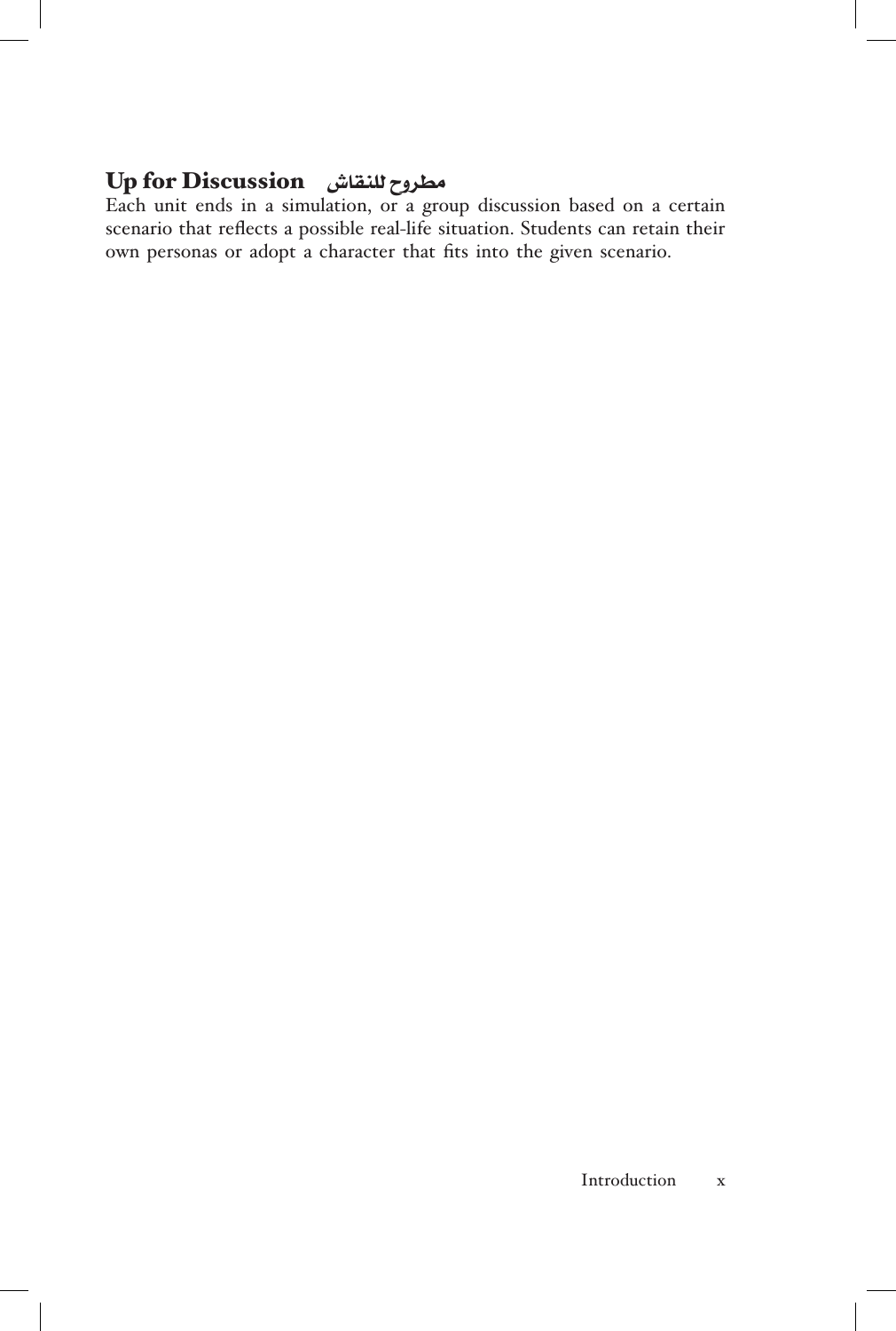### Up for Discussion مطروح للنقاش

Each unit ends in a simulation, or a group discussion based on a certain scenario that reflects a possible real-life situation. Students can retain their own personas or adopt a character that fits into the given scenario.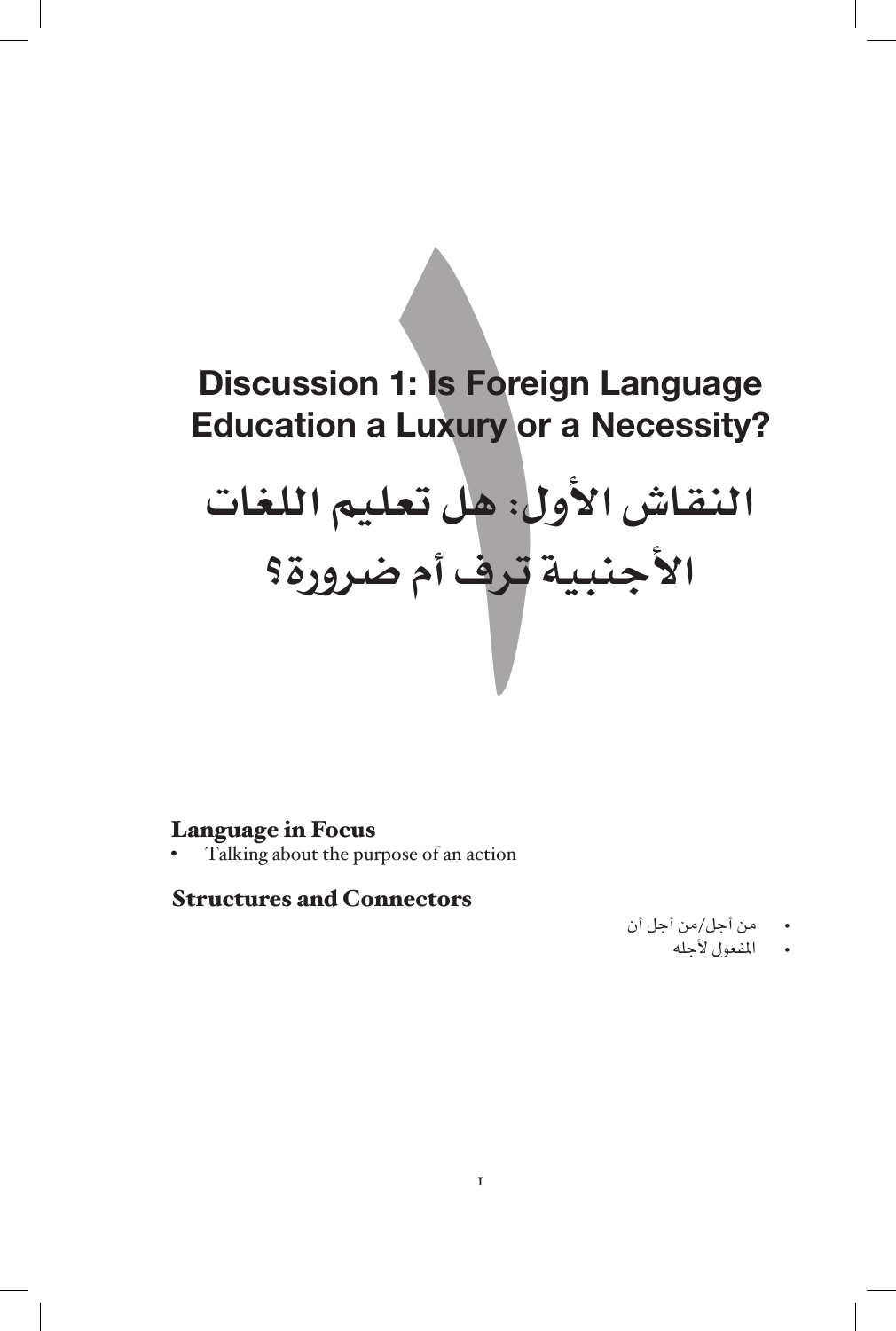# Discussion 1: Is Foreign Language Education a Luxury or a Necessity?

# النقاش الأول: هل تعليم اللغات الأجنبية ترف أم ضرورة؟

## Language in Focus

- Talking about the purpose of an action

## Structures and Connectors

- من أجل/من أجل أن
- المفعول لأجله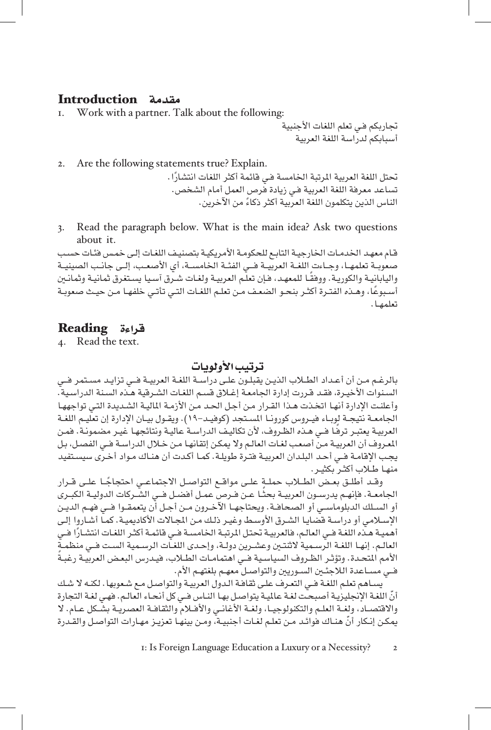## Introduction مقدمة

1. Work with a partner. Talk about the following:

تجاربكم في تعلم اللغات الأجنبية
أسبابكم لدراسة اللغة العربية

2. Are the following statements true? Explain.

تحتل اللغة العربية المرتبة الخامسة في قائمة أكثر اللغات انتشارًا.
تساعد معرفة اللغة العربية في زيادة فرص العمل أمام الشخص.
الناس الذين يتكلمون اللغة العربية أكثر ذكاءً من الآخرين.

3. Read the paragraph below. What is the main idea? Ask two questions about it.

قام معهد الخدمات الخارجية التابع للحكومة الأمريكية بتصنيف اللغات إلى خمس فئات حسب صعوبة تعلمها، وجاءت اللغة العربية في الفئة الخامسة، أي الأصعب، إلى جانب الصينية واليابانية والكورية. ووفقًا للمعهد، فإن تعلّم العربية ولغات شرق آسيا يستغرق ثمانية وثمانين أسبوعًا، وهذه الفترة أكثر بنحو الضعف من تعلم اللغات التي تأتي خلفها من حيث صعوبة تعلمها.

## Reading قراءة

4. Read the text.

### ترتيب الأولويات

بالرغم من أن أعداد الطلاب الذين يقبلون على دراسة اللغة العربية في تزايد مستمر في السنوات الأخيرة، فقد قررت إدارة الجامعة إغلاق قسم اللغات الشرقية هذه السنة الدراسية. وأعلنت الإدارة أنها اتخذت هذا القرار من أجل الحد من الأزمة المالية الشديدة التي تواجهها الجامعة نتيجة لوباء فيروس كورونا المستجد (كوفيد-١٩). ويقول بيان الإدارة إن تعليم اللغة العربية يعتبر ترفًا في هذه الظروف، لأن تكاليف الدراسة عالية ونتائجها غير مضمونة. فمن المعروف أن العربية من أصعب لغات العالم ولا يمكن إتقانها من خلال الدراسة في الفصل، بل يجب الإقامة في أحد البلدان العربية فترة طويلة. كما أكدت أن هناك مواد أخرى سيستفيد منها طلاب أكثر بكثير.

وقد أطلق بعض الطلاب حملةً على مواقع التواصل الاجتماعي احتجاجًا على قرار الجامعة. فإنهم يدرسون العربية بحثًا عن فرص عمل أفضل في الشركات الدولية الكبرى أو السلك الدبلوماسي أو الصحافة. ويحتاجها الآخرون من أجل أن يتعمقوا في فهم الدين الإسلامي أو دراسة قضايا الشرق الأوسط وغير ذلك من المجالات الأكاديمية. كما أشاروا إلى أهمية هذه اللغة في العالم، فالعربية تحتل المرتبة الخامسة في قائمة أكثر اللغات انتشارًا في العالم. إنها اللغة الرسمية لاثنتين وعشرين دولة، وإحدى اللغات الرسمية الست في منظمة الأمم المتحدة. وتؤثر الظروف السياسية في اهتمامات الطلاب، فيدرس البعض العربية رغبةً في مساعدة اللاجئين السوريين والتواصل معهم بلغتهم الأم.

يساهم تعلم اللغة في التعرف على ثقافة الدول العربية والتواصل مع شعوبها. لكنه لا شك أنّ اللغة الإنجليزية أصبحت لغة عالمية يتواصل بها الناس في كل أنحاء العالم. فهي لغة التجارة والاقتصاد، ولغة العلم والتكنولوجيا، ولغة الأغاني والأفلام والثقافة العصرية بشكل عام. لا يمكن إنكار أنّ هناك فوائد من تعلم لغات أجنبية، ومن بينها تعزيز مهارات التواصل والقدرة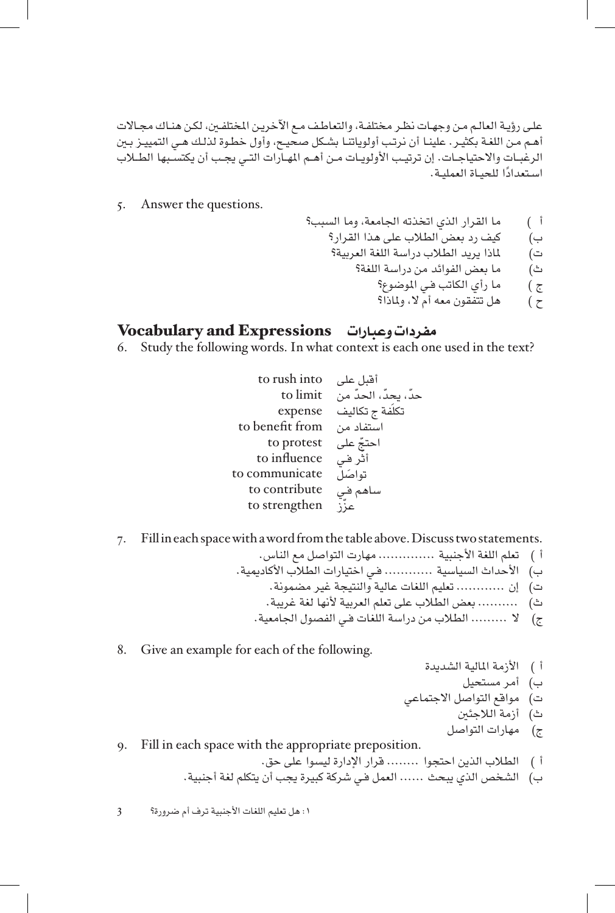على رؤية العالم من وجهات نظر مختلفة، والتعاطف مع الآخرين المختلفين، لكن هناك مجالات أهم من اللغة بكثير. علينا أن نرتب أولوياتنا بشكل صحيح، وأول خطوة لذلك هي التمييز بين الرغبات والاحتياجات. إن ترتيب الأولويات من أهم المهارات التي يجب أن يكتسبها الطلاب استعدادًا للحياة العملية.

5. Answer the questions.

أ ) ما القرار الذي اتخذته الجامعة، وما السبب؟
ب) كيف رد بعض الطلاب على هذا القرار؟
ت) لماذا يريد الطلاب دراسة اللغة العربية؟
ث) ما بعض الفوائد من دراسة اللغة؟
ج ) ما رأي الكاتب في الموضوع؟
ح ) هل تتفقون معه أم لا، ولماذا؟

## Vocabulary and Expressions مفردات وعبارات

6. Study the following words. In what context is each one used in the text?

| | |
|---|---|
| to rush into | أقبل على |
| to limit | حدّ، يحدّ، الحدّ من |
| expense | تكلَفة ج تكاليف |
| to benefit from | استفاد من |
| to protest | احتجّ على |
| to influence | أثر في |
| to communicate | تواصَل |
| to contribute | ساهم في |
| to strengthen | عزّز |

7. Fill in each space with a word from the table above. Discuss two statements.

أ ) تعلم اللغة الأجنبية ............ مهارت التواصل مع الناس.
ب) الأحداث السياسية ............ في اختيارات الطلاب الأكاديمية.
ت) إن ............ تعليم اللغات عالية والنتيجة غير مضمونة.
ث) .......... بعض الطلاب على تعلم العربية لأنها لغة غريبة.
ج) لا ......... الطلاب من دراسة اللغات في الفصول الجامعية.

8. Give an example for each of the following.

أ ) الأزمة المالية الشديدة
ب) أمر مستحيل
ت) مواقع التواصل الاجتماعي
ث) أزمة اللاجئين
ج) مهارات التواصل

9. Fill in each space with the appropriate preposition.

أ ) الطلاب الذين احتجوا ........ قرار الإدارة ليسوا على حق.
ب) الشخص الذي يبحث ...... العمل في شركة كبيرة يجب أن يتكلم لغة أجنبية.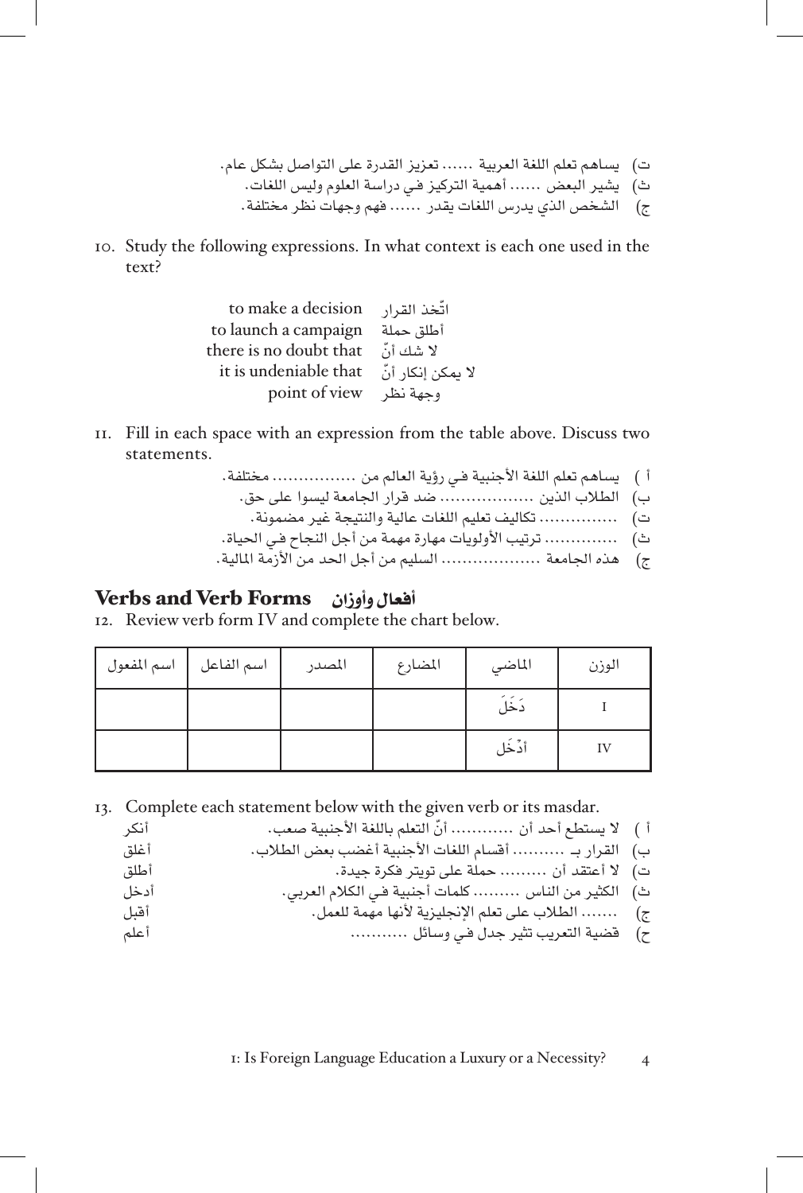ت) يساهم تعلم اللغة العربية ...... تعزيز القدرة على التواصل بشكل عام.
ث) يشير البعض ...... أهمية التركيز في دراسة العلوم وليس اللغات.
ج) الشخص الذي يدرس اللغات يقدر ...... فهم وجهات نظر مختلفة.

10. Study the following expressions. In what context is each one used in the text?

| | |
|---|---|
| اتّخذ القرار | to make a decision |
| أطلق حملة | to launch a campaign |
| لا شك أنّ | there is no doubt that |
| لا يمكن إنكار أنّ | it is undeniable that |
| وجهة نظر | point of view |

11. Fill in each space with an expression from the table above. Discuss two statements.

أ ) يساهم تعلم اللغة الأجنبية في رؤية العالم من ................ مختلفة.
ب) الطلاب الذين ................. ضد قرار الجامعة ليسوا على حق.
ت) .............. تكاليف تعليم اللغات عالية والنتيجة غير مضمونة.
ث) .............. ترتيب الأولويات مهارة مهمة من أجل النجاح في الحياة.
ج) هذه الجامعة .................. السليم من أجل الحد من الأزمة المالية.

## Verbs and Verb Forms أفعال وأوزان

12. Review verb form IV and complete the chart below.

| الوزن | الماضي | المضارع | المصدر | اسم الفاعل | اسم المفعول |
|---|---|---|---|---|---|
| I | دَخَلَ | | | | |
| IV | أدْخَل | | | | |

13. Complete each statement below with the given verb or its masdar.

أ ) لا يستطع أحد أن ........... أنّ التعلم باللغة الأجنبية صعب. — أنكر
ب) القرار بـ .......... أقسام اللغات الأجنبية أغضب بعض الطلاب. — أغلق
ت) لا أعتقد أن ......... حملة على تويتر فكرة جيدة. — أطلق
ث) الكثير من الناس ......... كلمات أجنبية في الكلام العربي. — أدخل
ج) ....... الطلاب على تعلم الإنجليزية لأنها مهمة للعمل. — أقبل
ح) قضية التعريب تثير جدل في وسائل ........... — أعلم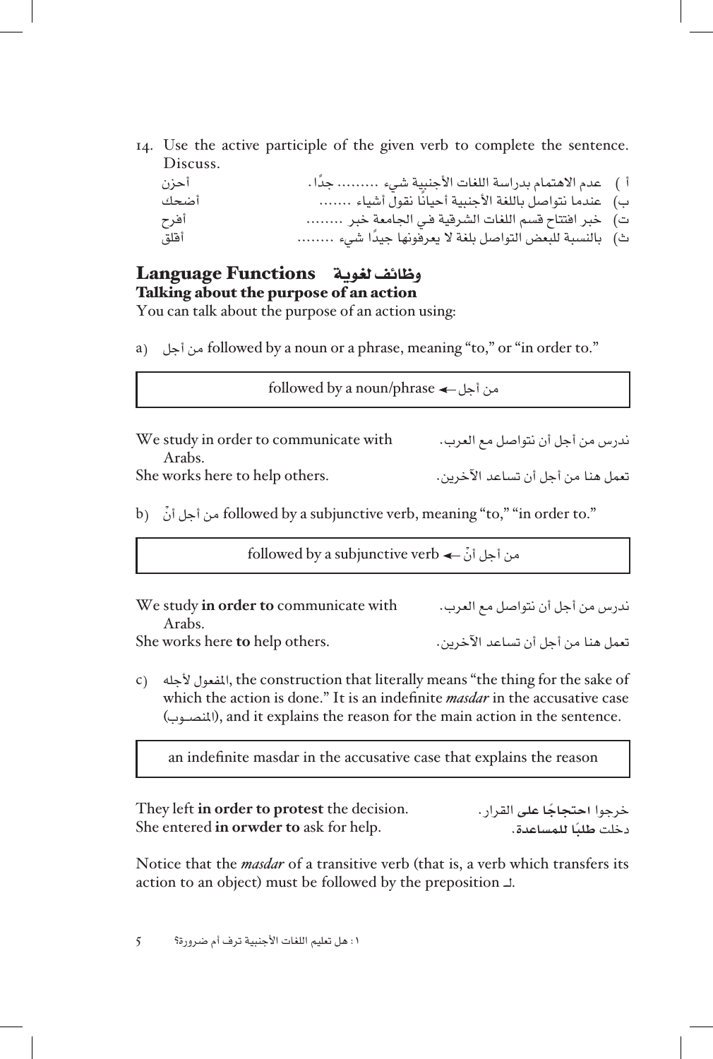14. Use the active participle of the given verb to complete the sentence. Discuss.

| | |
|---|---|
| أ ) عدم الاهتمام بدراسة اللغات الأجنبية شيء ......... جدًا. | أحزن |
| ب) عندما نتواصل باللغة الأجنبية أحيانًا نقول أشياء ....... | أضحك |
| ت) خبر افتتاح قسم اللغات الشرقية في الجامعة خبر ........ | أفرح |
| ث) بالنسبة للبعض التواصل بلغة لا يعرفونها جيدًا شيء ........ | أقلق |

## Language Functions وظائف لغوية

### Talking about the purpose of an action

You can talk about the purpose of an action using:

a) من أجل followed by a noun or a phrase, meaning "to," or "in order to."

| من أجل ← followed by a noun/phrase |
|---|

| | |
|---|---|
| We study in order to communicate with Arabs. | ندرس من أجل أن نتواصل مع العرب. |
| She works here to help others. | تعمل هنا من أجل أن تساعد الآخرين. |

b) من أجل أنْ followed by a subjunctive verb, meaning "to," "in order to."

| من أجل أنْ ← followed by a subjunctive verb |
|---|

| | |
|---|---|
| We study **in order to** communicate with Arabs. | ندرس من أجل أن نتواصل مع العرب. |
| She works here **to** help others. | تعمل هنا من أجل أن تساعد الآخرين. |

c) المفعول لأجله, the construction that literally means "the thing for the sake of which the action is done." It is an indefinite *masdar* in the accusative case (المنصوب), and it explains the reason for the main action in the sentence.

| an indefinite masdar in the accusative case that explains the reason |
|---|

| | |
|---|---|
| They left **in order to protest** the decision. | خرجوا **احتجاجًا على** القرار. |
| She entered **in orwder to** ask for help. | دخلت **طلبًا للمساعدة**. |

Notice that the *masdar* of a transitive verb (that is, a verb which transfers its action to an object) must be followed by the preposition لـ.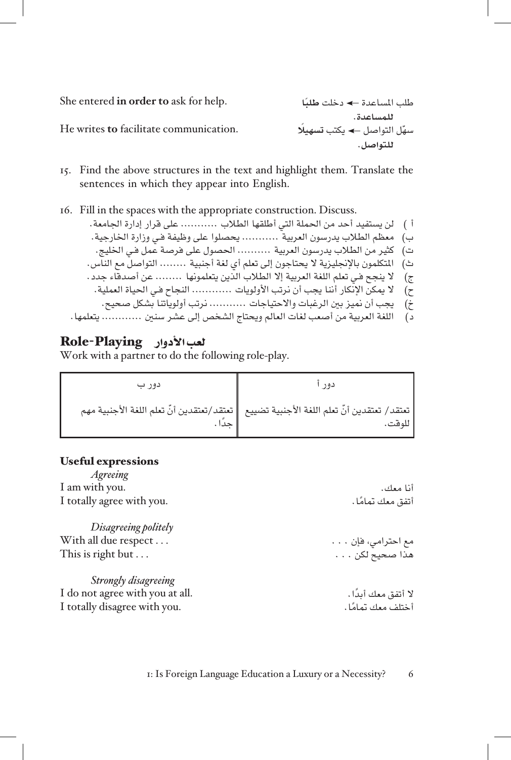She entered **in order to** ask for help. | طلب المساعدة ← دخلت **طلبًا للمساعدة**.

He writes **to** facilitate communication. | سهّل التواصل ← يكتب **تسهيلًا للتواصل**.

15. Find the above structures in the text and highlight them. Translate the sentences in which they appear into English.

16. Fill in the spaces with the appropriate construction. Discuss.

أ ) لن يستفيد أحد من الحملة التي أطلقها الطلاب ……….. على قرار إدارة الجامعة.

ب) معظم الطلاب يدرسون العربية ……….. يحصلوا على وظيفة في وزارة الخارجية.

ت) كثير من الطلاب يدرسون العربية ………. الحصول على فرصة عمل في الخليج.

ث) المتكلمون بالإنجليزية لا يحتاجون إلى تعلم أي لغة أجنبية …….. التواصل مع الناس.

ج) لا ينجح في تعلم اللغة العربية إلا الطلاب الذين يتعلمونها …….. عن أصدقاء جدد.

ح) لا يمكن الإنكار أننا يجب أن نرتب الأولويات ………… النجاح في الحياة العملية.

خ) يجب أن نميز بين الرغبات والاحتياجات ………. نرتب أولوياتنا بشكل صحيح.

د) اللغة العربية من أصعب لغات العالم ويحتاج الشخص إلى عشر سنين ………… يتعلمها.

## Role-Playing لعب الأدوار

Work with a partner to do the following role-play.

| دور أ | دور ب |
|---|---|
| تعتقد/ تعتقدين أنّ تعلم اللغة الأجنبية تضييع للوقت. | تعتقد/تعتقدين أنّ تعلم اللغة الأجنبية مهم جدًا. |

### Useful expressions

*Agreeing*

I am with you. | أنا معك.

I totally agree with you. | أتفق معك تمامًا.

*Disagreeing politely*

With all due respect . . . | مع احترامي، فإن . . .

This is right but . . . | هذا صحيح لكن . . .

*Strongly disagreeing*

I do not agree with you at all. | لا أتفق معك أبدًا.

I totally disagree with you. | أختلف معك تمامًا.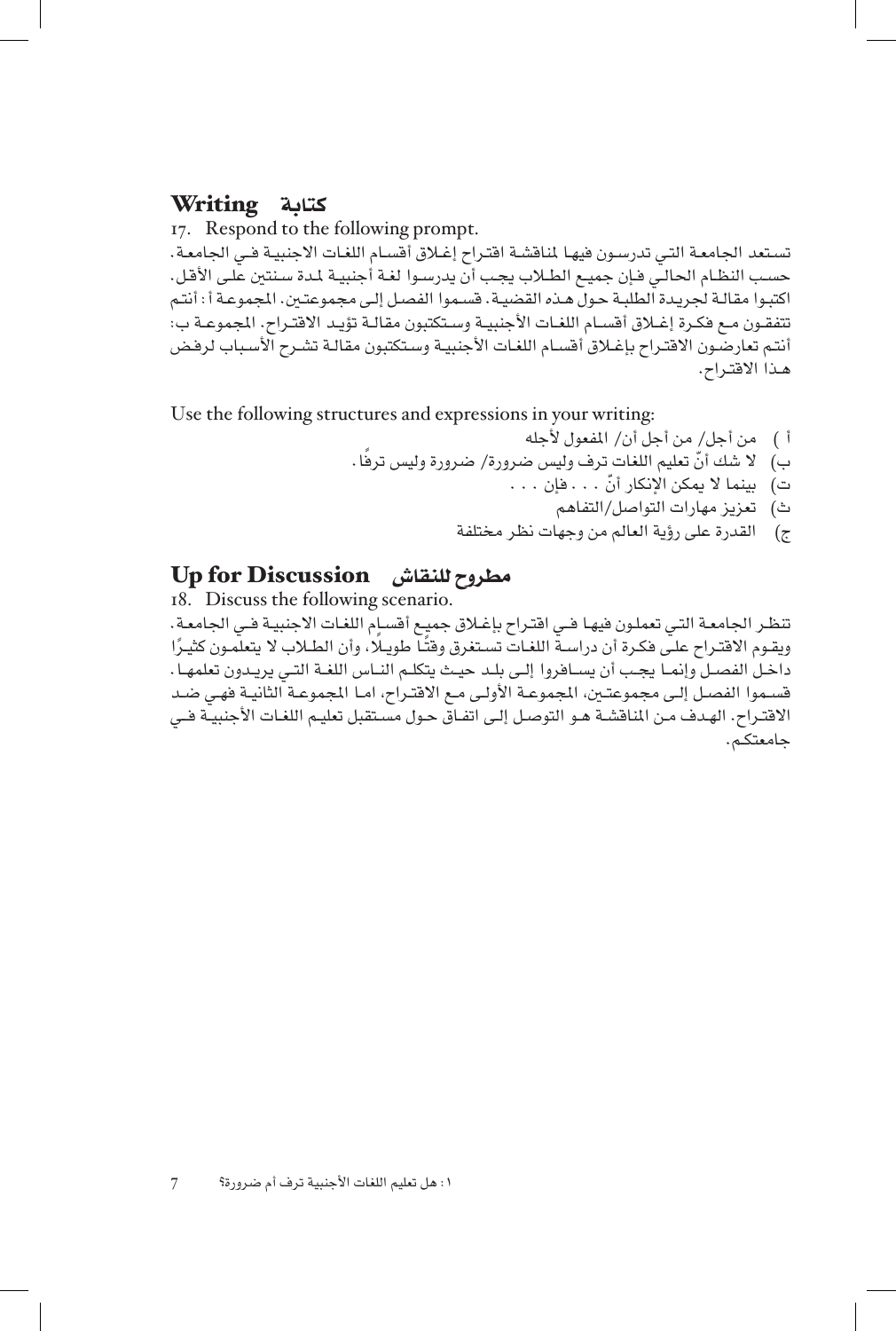## Writing كتابة

17. Respond to the following prompt.

تستعد الجامعة التي تدرسون فيها لمناقشة اقتراح إغلاق أقسام اللغات الاجنبية في الجامعة. حسب النظام الحالي فإن جميع الطلاب يجب أن يدرسوا لغة أجنبية لمدة سنتين على الأقل. اكتبوا مقالة لجريدة الطلبة حول هذه القضية. قسموا الفصل إلى مجموعتين. المجموعة أ: أنتم تتفقون مع فكرة إغلاق أقسام اللغات الأجنبية وستكتبون مقالة تؤيد الاقتراح. المجموعة ب: أنتم تعارضون الاقتراح بإغلاق أقسام اللغات الأجنبية وستكتبون مقالة تشرح الأسباب لرفض هذا الاقتراح.

Use the following structures and expressions in your writing:

أ ) من أجل/ من أجل أن/ المفعول لأجله

ب) لا شك أنّ تعليم اللغات ترف وليس ضرورة/ ضرورة وليس ترفًا.

ت) بينما لا يمكن الإنكار أنّ . . . فإن . . .

ث) تعزيز مهارات التواصل/التفاهم

ج) القدرة على رؤية العالم من وجهات نظر مختلفة

## Up for Discussion مطروح للنقاش

18. Discuss the following scenario.

تنظر الجامعة التي تعملون فيها في اقتراح بإغلاق جميع أقسام اللغات الاجنبية في الجامعة. ويقوم الاقتراح على فكرة أن دراسة اللغات تستغرق وقتًا طويلًا، وأن الطلاب لا يتعلمون كثيرًا داخل الفصل وإنما يجب أن يسافروا إلى بلد حيث يتكلم الناس اللغة التي يريدون تعلمها. قسموا الفصل إلى مجموعتين، المجموعة الأولى مع الاقتراح، اما المجموعة الثانية فهي ضد الاقتراح. الهدف من المناقشة هو التوصل إلى اتفاق حول مستقبل تعليم اللغات الأجنبية في جامعتكم.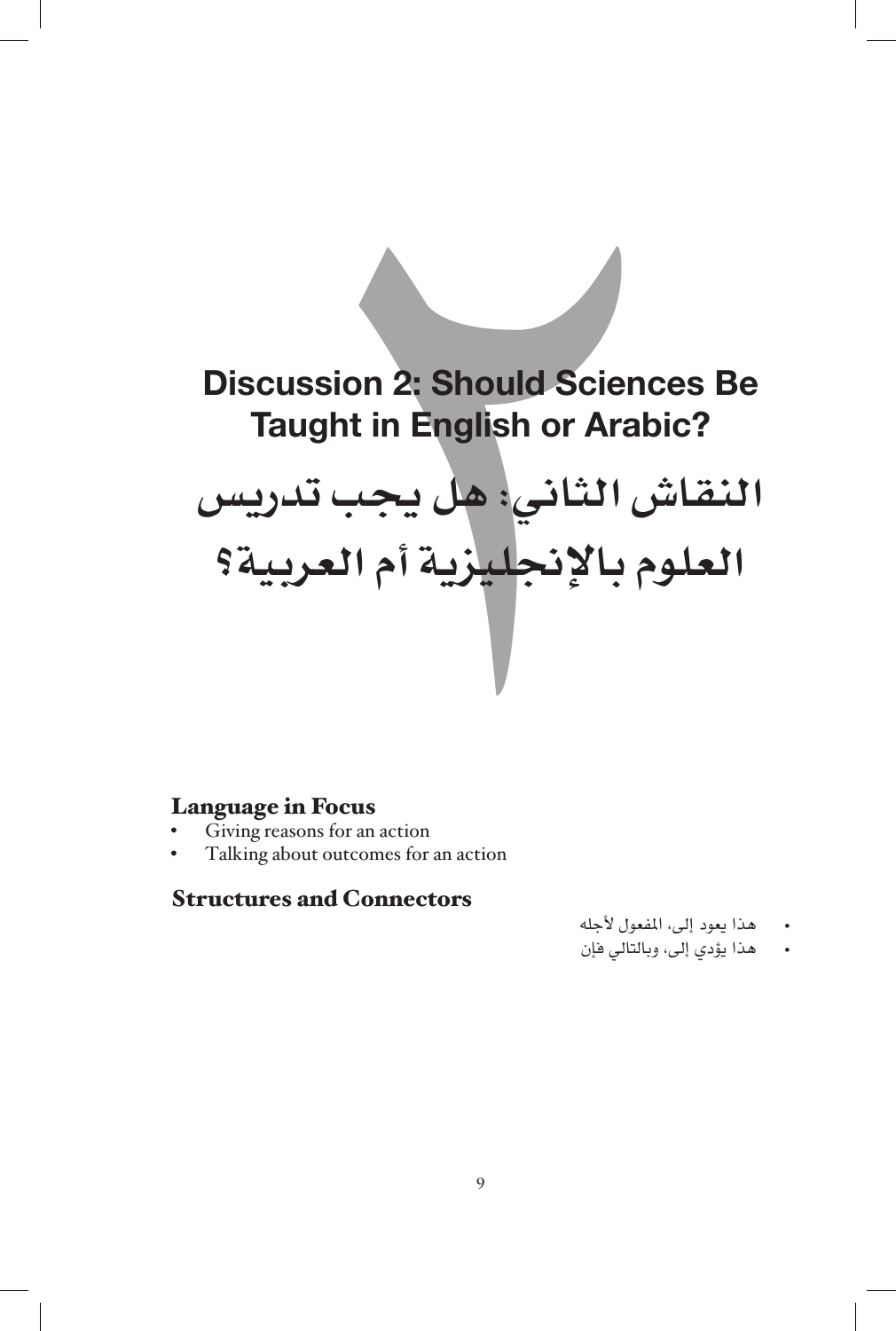# Discussion 2: Should Sciences Be Taught in English or Arabic?

# النقاش الثاني: هل يجب تدريس العلوم بالإنجليزية أم العربية؟

### Language in Focus

- Giving reasons for an action
- Talking about outcomes for an action

### Structures and Connectors

- هذا يعود إلى، المفعول لأجله
- هذا يؤدي إلى، وبالتالي فإن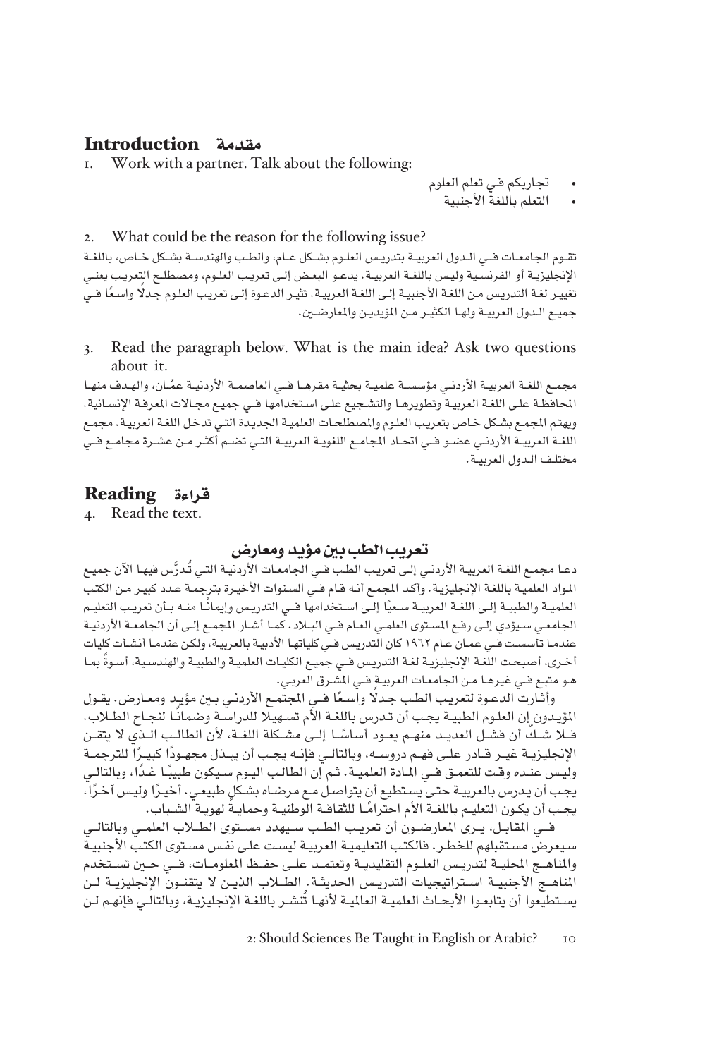## Introduction مقدمة

1. Work with a partner. Talk about the following:

- تجاربكم في تعلم العلوم
- التعلم باللغة الأجنبية

2. What could be the reason for the following issue?

تقوم الجامعات في الدول العربية بتدريس العلوم بشكل عام، والطب والهندسة بشكل خاص، باللغة الإنجليزية أو الفرنسية وليس باللغة العربية. يدعو البعض إلى تعريب العلوم، ومصطلح التعريب يعني تغيير لغة التدريس من اللغة الأجنبية إلى اللغة العربية. تثير الدعوة إلى تعريب العلوم جدلاً واسعًا في جميع الدول العربية ولها الكثير من المؤيدين والمعارضين.

3. Read the paragraph below. What is the main idea? Ask two questions about it.

مجمع اللغة العربية الأردني مؤسسة علمية بحثية مقرها في العاصمة الأردنية عمّان، والهدف منها المحافظة على اللغة العربية وتطويرها والتشجيع على استخدامها في جميع مجالات المعرفة الإنسانية. ويهتم المجمع بشكل خاص بتعريب العلوم والمصطلحات العلمية الجديدة التي تدخل اللغة العربية. مجمع اللغة العربية الأردني عضو في اتحاد المجامع اللغوية العربية التي تضم أكثر من عشرة مجامع في مختلف الدول العربية.

## Reading قراءة

4. Read the text.

### تعريب الطب بين مؤيد ومعارض

دعا مجمع اللغة العربية الأردني إلى تعريب الطب في الجامعات الأردنية التي تُدرَّس فيها الآن جميع المواد العلمية باللغة الإنجليزية. وأكد المجمع أنه قام في السنوات الأخيرة بترجمة عدد كبير من الكتب العلمية والطبية إلى اللغة العربية سعيًا إلى استخدامها في التدريس وإيمانًا منه بأن تعريب التعليم الجامعي سيؤدي إلى رفع المستوى العلمي العام في البلاد. كما أشار المجمع إلى أن الجامعة الأردنية عندما تأسست في عمان عام ١٩٦٢ كان التدريس في كلياتها الأدبية بالعربية، ولكن عندما أنشأت كليات أخرى، أصبحت اللغة الإنجليزية لغة التدريس في جميع الكليات العلمية والطبية والهندسية، أسوةً بما هو متبع في غيرها من الجامعات العربية في المشرق العربي.

وأثارت الدعوة لتعريب الطب جدلاً واسعًا في المجتمع الأردني بين مؤيد ومعارض. يقول المؤيدون إن العلوم الطبية يجب أن تدرس باللغة الأم تسهيلا للدراسة وضمانًا لنجاح الطلاب. فلا شكّ أن فشل العديد منهم يعود أساسًا إلى مشكلة اللغة، لأن الطالب الذي لا يتقن الإنجليزية غير قادر على فهم دروسه، وبالتالي فإنه يجب أن يبذل مجهودًا كبيرًا للترجمة وليس عنده وقت للتعمق في المادة العلمية. ثم إن الطالب اليوم سيكون طبيبًا غدًا، وبالتالي يجب أن يدرس بالعربية حتى يستطيع أن يتواصل مع مرضاه بشكل طبيعي. أخيرًا وليس آخرًا، يجب أن يكون التعليم باللغة الأم احترامًا للثقافة الوطنية وحمايةً لهوية الشباب.

في المقابل، يرى المعارضون أن تعريب الطب سيهدد مستوى الطلاب العلمي وبالتالي سيعرض مستقبلهم للخطر. فالكتب التعليمية العربية ليست على نفس مستوى الكتب الأجنبية والمناهج المحلية لتدريس العلوم التقليدية وتعتمد على حفظ المعلومات، في حين تستخدم المناهج الأجنبية استراتيجيات التدريس الحديثة. الطلاب الذين لا يتقنون الإنجليزية لن يستطيعوا أن يتابعوا الأبحاث العلمية العالمية لأنها تُنشر باللغة الإنجليزية، وبالتالي فإنهم لن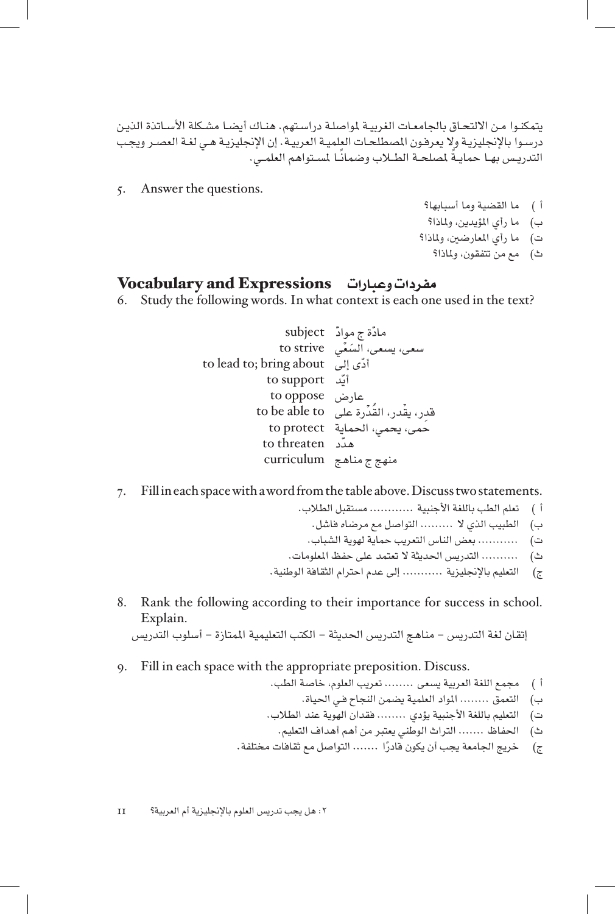يتمكنوا من الالتحاق بالجامعات الغربية لمواصلة دراستهم. هناك أيضا مشكلة الأساتذة الذين درسوا بالإنجليزية ولا يعرفون المصطلحات العلمية العربية. إن الإنجليزية هي لغة العصر ويجب التدريس بها حمايةً لمصلحة الطلاب وضمانًا لمستواهم العلمي.

5. Answer the questions.

أ ) ما القضية وما أسبابها؟

ب) ما رأي المؤيدين، ولماذا؟

ت) ما رأي المعارضين، ولماذا؟

ث) مع من تتفقون، ولماذا؟

## Vocabulary and Expressions مفردات وعبارات

6. Study the following words. In what context is each one used in the text?

| | |
|---|---|
| subject | مادّة ج موادّ |
| to strive | سعى، يسعى، السَعْي |
| to lead to; bring about | أدّى إلى |
| to support | أيّد |
| to oppose | عارض |
| to be able to | قدِر، يقْدر، القُدْرة على |
| to protect | حمى، يحمي، الحماية |
| to threaten | هدّد |
| curriculum | منهج ج مناهج |

7. Fill in each space with a word from the table above. Discuss two statements.

أ ) تعلم الطب باللغة الأجنبية ............ مستقبل الطلاب.

ب) الطبيب الذي لا ......... التواصل مع مرضاه فاشل.

ت) ........... بعض الناس التعريب حماية لهوية الشباب.

ث) .......... التدريس الحديثة لا تعتمد على حفظ المعلومات.

ج) التعليم بالإنجليزية .......... إلى عدم احترام الثقافة الوطنية.

8. Rank the following according to their importance for success in school. Explain.

إتقان لغة التدريس – مناهج التدريس الحديثة – الكتب التعليمية الممتازة – أسلوب التدريس

9. Fill in each space with the appropriate preposition. Discuss.

أ ) مجمع اللغة العربية يسعى ........ تعريب العلوم، خاصة الطب.

ب) التعمق ........ المواد العلمية يضمن النجاح في الحياة.

ت) التعليم باللغة الأجنبية يؤدي ........ فقدان الهوية عند الطلاب.

ث) الحفاظ ....... التراث الوطني يعتبر من أهم أهداف التعليم.

ج) خريج الجامعة يجب أن يكون قادرًا ....... التواصل مع ثقافات مختلفة.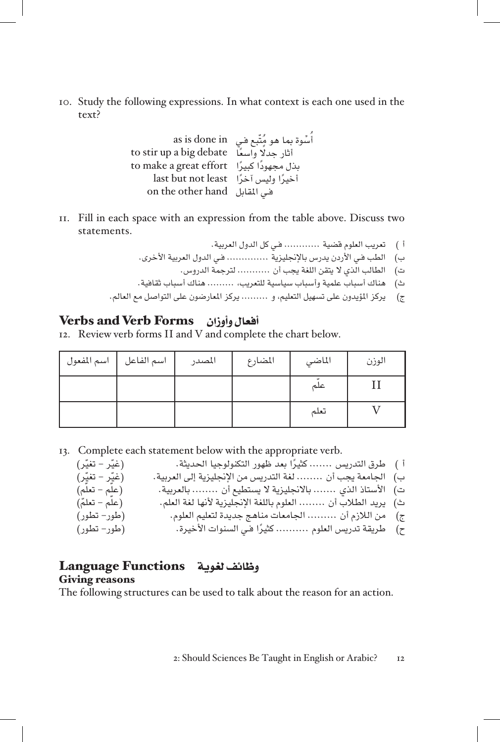10. Study the following expressions. In what context is each one used in the text?

أُسْوة بما هو مُتّبع في as is done in
أثار جدلًا واسعًا to stir up a big debate
بذل مجهودًا كبيرًا to make a great effort
أخيرًا وليس آخرًا last but not least
في المقابل on the other hand

11. Fill in each space with an expression from the table above. Discuss two statements.

أ ) تعريب العلوم قضية ........... في كل الدول العربية.
ب) الطب في الأردن يدرس بالإنجليزية ............. في الدول العربية الأخرى.
ت) الطالب الذي لا يتقن اللغة يجب أن .......... لترجمة الدروس.
ث) هناك أسباب علمية وأسباب سياسية للتعريب، ......... هناك أسباب ثقافية.
ج) يركز المؤيدون على تسهيل التعليم، و ......... يركز المعارضون على التواصل مع العالم.

## Verbs and Verb Forms أفعال وأوزان

12. Review verb forms II and V and complete the chart below.

| اسم المفعول | اسم الفاعل | المصدر | المضارع | الماضي | الوزن |
|---|---|---|---|---|---|
| | | | | علّم | II |
| | | | | تعلم | V |

13. Complete each statement below with the appropriate verb.

أ ) طرق التدريس ....... كثيرًا بعد ظهور التكنولوجيا الحديثة. (غيّر – تغيّر)
ب) الجامعة يجب أن ........ لغة التدريس من الإنجليزية إلى العربية. (غيّر – تغيّر)
ت) الأستاذ الذي ....... بالانجليزية لا يستطيع أن ........ بالعربية. (علّم – تعلّم)
ث) يريد الطلاب أن ........ العلوم باللغة الإنجليزية لأنها لغة العلم. (علّم – تعلّم)
ج) من اللازم أن ......... الجامعات مناهج جديدة لتعليم العلوم. (طور– تطور)
ح) طريقة تدريس العلوم .......... كثيرًا في السنوات الأخيرة. (طور– تطور)

## Language Functions وظائف لغوية

### Giving reasons

The following structures can be used to talk about the reason for an action.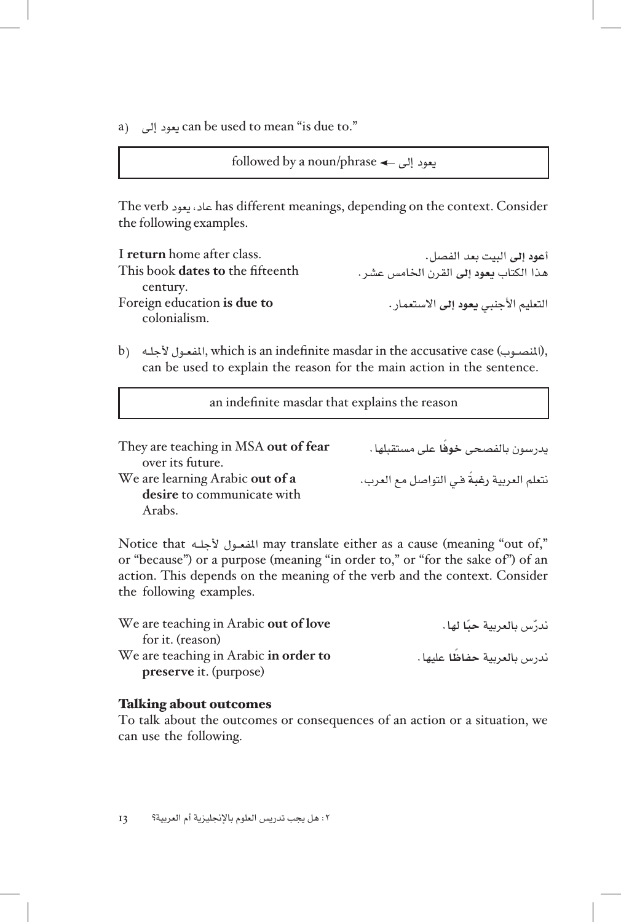a) يعود إلى can be used to mean "is due to."

| followed by a noun/phrase ← يعود إلى |
|---|

The verb عاد، يعود has different meanings, depending on the context. Consider the following examples.

| | |
|---|---|
| I **return** home after class. | **أعود إلى** البيت بعد الفصل. |
| This book **dates to** the fifteenth century. | هذا الكتاب **يعود إلى** القرن الخامس عشر. |
| Foreign education **is due to** colonialism. | التعليم الأجنبي **يعود إلى** الاستعمار. |

b) المفعول لأجله, which is an indefinite masdar in the accusative case (المنصوب), can be used to explain the reason for the main action in the sentence.

| an indefinite masdar that explains the reason |
|---|

| | |
|---|---|
| They are teaching in MSA **out of fear** over its future. | يدرسون بالفصحى **خوفًا** على مستقبلها. |
| We are learning Arabic **out of a desire** to communicate with Arabs. | نتعلم العربية **رغبةً** في التواصل مع العرب. |

Notice that المفعول لأجله may translate either as a cause (meaning "out of," or "because") or a purpose (meaning "in order to," or "for the sake of") of an action. This depends on the meaning of the verb and the context. Consider the following examples.

| | |
|---|---|
| We are teaching in Arabic **out of love** for it. (reason) | ندرّس بالعربية **حبًا** لها. |
| We are teaching in Arabic **in order to preserve** it. (purpose) | ندرس بالعربية **حفاظًا** عليها. |

### Talking about outcomes

To talk about the outcomes or consequences of an action or a situation, we can use the following.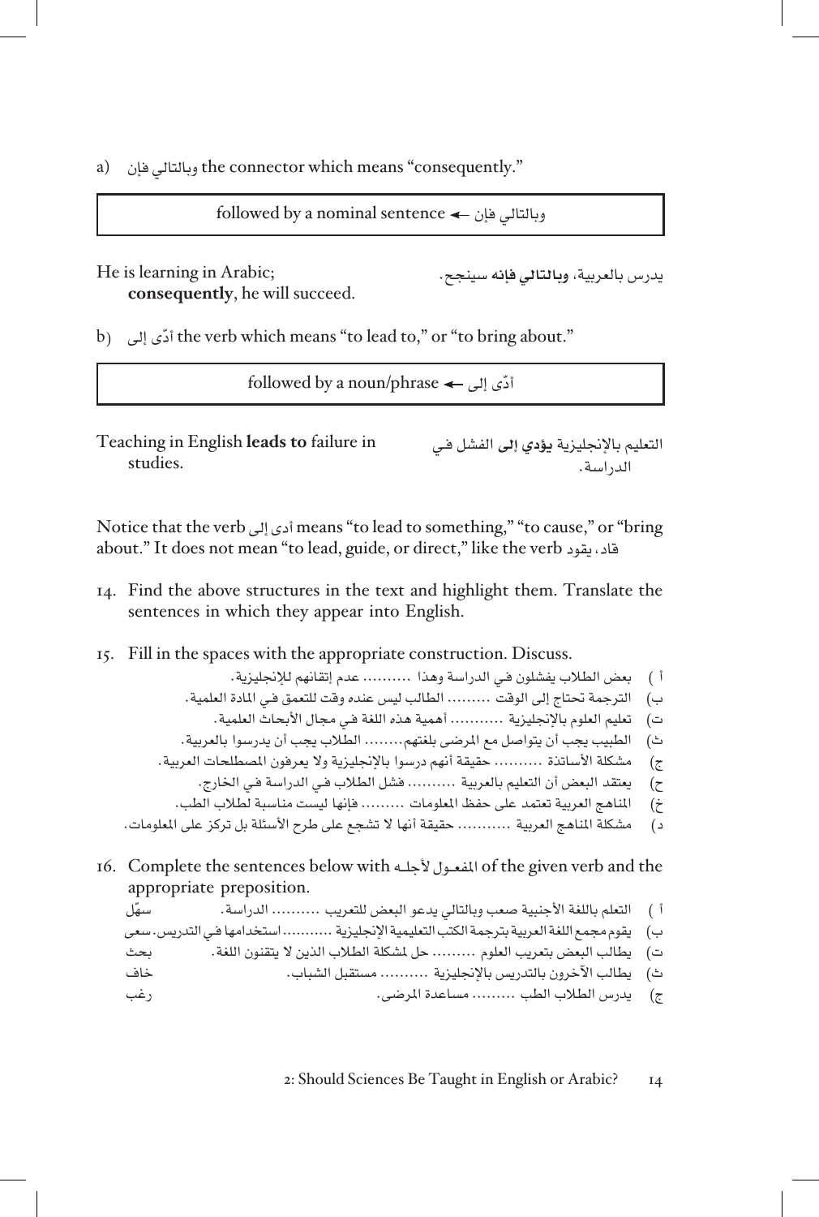a) وبالتالي فإن the connector which means "consequently."

| وبالتالي فإن ← followed by a nominal sentence |
|---|

He is learning in Arabic; **consequently**, he will succeed.

يدرس بالعربية، **وبالتالي فإنه** سينجح.

b) أدّى إلى the verb which means "to lead to," or "to bring about."

| أدّى إلى ← followed by a noun/phrase |
|---|

Teaching in English **leads to** failure in studies.

التعليم بالإنجليزية **يؤدي إلى** الفشل في الدراسة.

Notice that the verb أدى إلى means "to lead to something," "to cause," or "bring about." It does not mean "to lead, guide, or direct," like the verb قاد، يقود

14. Find the above structures in the text and highlight them. Translate the sentences in which they appear into English.

15. Fill in the spaces with the appropriate construction. Discuss.

أ ) بعض الطلاب يفشلون في الدراسة وهذا .......... عدم إتقانهم للإنجليزية.
ب) الترجمة تحتاج إلى الوقت ......... الطالب ليس عنده وقت للتعمق في المادة العلمية.
ت) تعليم العلوم بالإنجليزية ........... أهمية هذه اللغة في مجال الأبحاث العلمية.
ث) الطبيب يجب أن يتواصل مع المرضى بلغتهم......... الطلاب يجب أن يدرسوا بالعربية.
ج) مشكلة الأساتذة .......... حقيقة أنهم درسوا بالإنجليزية ولا يعرفون المصطلحات العربية.
ح) يعتقد البعض أن التعليم بالعربية .......... فشل الطلاب في الدراسة في الخارج.
خ) المناهج العربية تعتمد على حفظ المعلومات ......... فإنها ليست مناسبة لطلاب الطب.
د) مشكلة المناهج العربية ........... حقيقة أنها لا تشجع على طرح الأسئلة بل تركز على المعلومات.

16. Complete the sentences below with المفعول لأجله of the given verb and the appropriate preposition.

أ ) التعلم باللغة الأجنبية صعب وبالتالي يدعو البعض للتعريب .......... الدراسة. — سهّل
ب) يقوم مجمع اللغة العربية بترجمة الكتب التعليمية الإنجليزية ........... استخدامها في التدريس. — سعى
ت) يطالب البعض بتعريب العلوم ......... حل لمشكلة الطلاب الذين لا يتقنون اللغة. — بحث
ث) يطالب الآخرون بالتدريس بالإنجليزية .......... مستقبل الشباب. — خاف
ج) يدرس الطلاب الطب ......... مساعدة المرضى. — رغب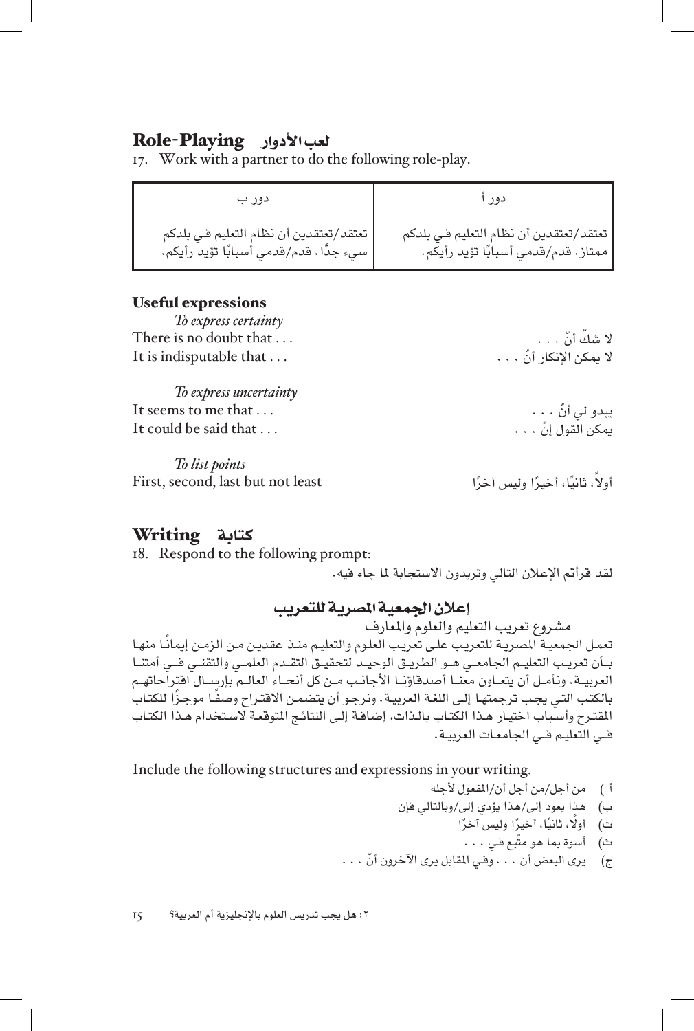## Role-Playing لعب الأدوار

17. Work with a partner to do the following role-play.

| دور أ | دور ب |
|---|---|
| تعتقد/تعتقدين أن نظام التعليم في بلدكم ممتاز. قدم/قدمي أسبابًا تؤيد رأيكم. | تعتقد/تعتقدين أن نظام التعليم في بلدكم سيء جدًّا. قدم/قدمي أسبابًا تؤيد رأيكم. |

### Useful expressions

*To express certainty*

There is no doubt that . . . — لا شكّ أنّ . . .

It is indisputable that . . . — لا يمكن الإنكار أنّ . . .

*To express uncertainty*

It seems to me that . . . — يبدو لي أنّ . . .

It could be said that . . . — يمكن القول إنّ . . .

*To list points*

First, second, last but not least — أولاً، ثانيًا، أخيرًا وليس آخرًا

## Writing كتابة

18. Respond to the following prompt:

لقد قرأتم الإعلان التالي وتريدون الاستجابة لما جاء فيه.

### إعلان الجمعية المصرية للتعريب

مشروع تعريب التعليم والعلوم والمعارف

تعمل الجمعية المصرية للتعريب على تعريب العلوم والتعليم منذ عقدين من الزمن إيمانًا منها بأن تعريب التعليم الجامعي هو الطريق الوحيد لتحقيق التقدم العلمي والتقني في أمتنا العربية. ونأمل أن يتعاون معنا أصدقاؤنا الأجانب من كل أنحاء العالم بإرسال اقتراحاتهم بالكتب التي يجب ترجمتها إلى اللغة العربية. ونرجو أن يتضمن الاقتراح وصفًا موجزًا للكتاب المقترح وأسباب اختيار هذا الكتاب بالذات، إضافة إلى النتائج المتوقعة لاستخدام هذا الكتاب في التعليم في الجامعات العربية.

Include the following structures and expressions in your writing.

أ ) من أجل/من أجل أن/المفعول لأجله

ب) هذا يعود إلى/هذا يؤدي إلى/وبالتالي فإن

ت) أولًا، ثانيًا، أخيرًا وليس آخرًا

ث) أسوة بما هو متّبع في . . .

ج) يرى البعض أن . . . وفي المقابل يرى الآخرون أنّ . . .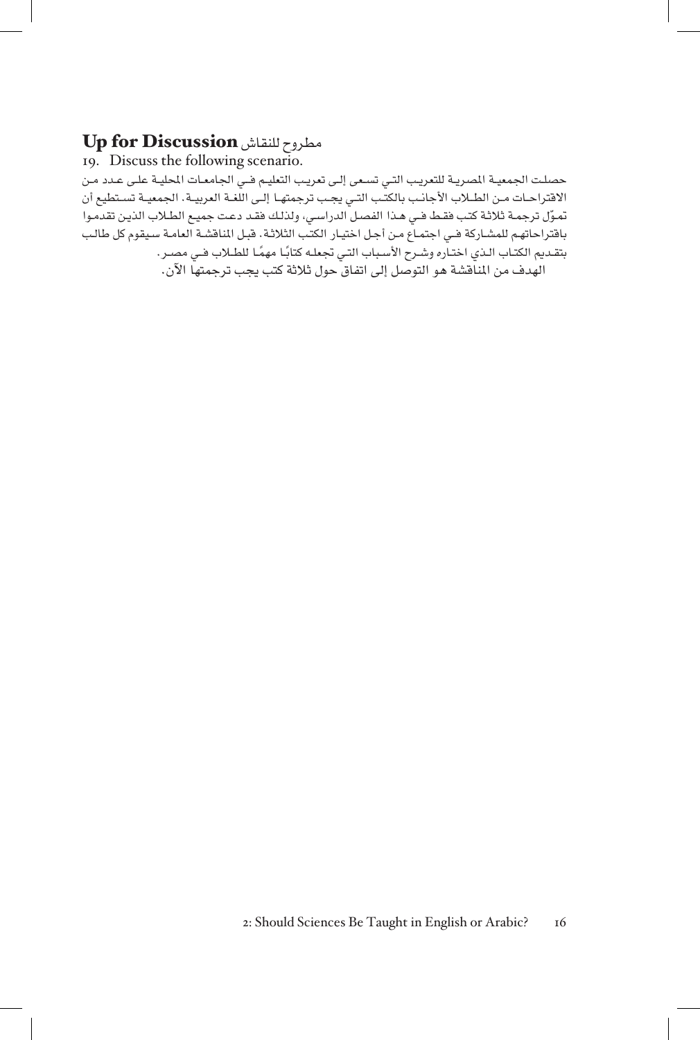## Up for Discussion مطروح للنقاش

19. Discuss the following scenario.

حصلت الجمعية المصرية للتعريب التي تسعى إلى تعريب التعليم في الجامعات المحلية على عدد من الاقتراحات من الطلاب الأجانب بالكتب التي يجب ترجمتها إلى اللغة العربية. الجمعية تستطيع أن تموّل ترجمة ثلاثة كتب فقط في هذا الفصل الدراسي، ولذلك فقد دعت جميع الطلاب الذين تقدموا باقتراحاتهم للمشاركة في اجتماع من أجل اختيار الكتب الثلاثة. قبل المناقشة العامة سيقوم كل طالب بتقديم الكتاب الذي اختاره وشرح الأسباب التي تجعله كتابًا مهمًّا للطلاب في مصر.

الهدف من المناقشة هو التوصل إلى اتفاق حول ثلاثة كتب يجب ترجمتها الآن.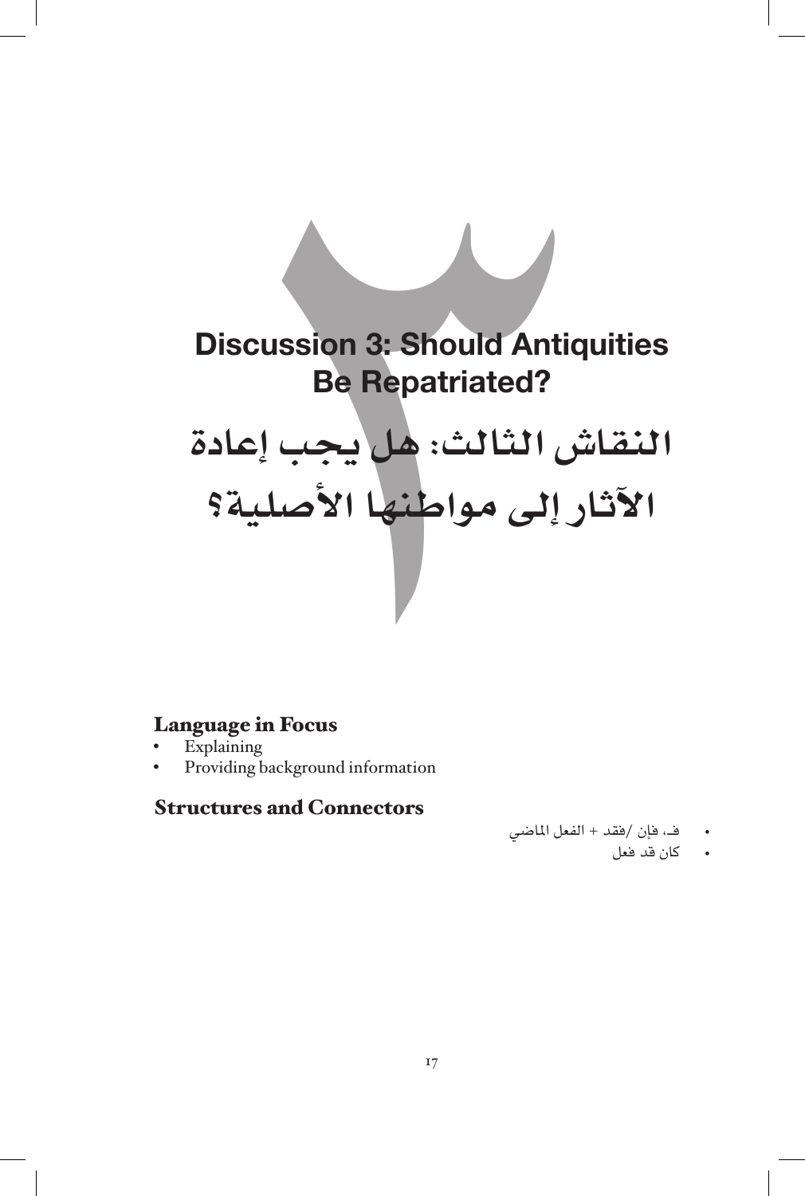# Discussion 3: Should Antiquities Be Repatriated?

# النقاش الثالث: هل يجب إعادة الآثار إلى مواطنها الأصلية؟

### Language in Focus

- Explaining
- Providing background information

### Structures and Connectors

- فـ، فإن /فقد + الفعل الماضي
- كان قد فعل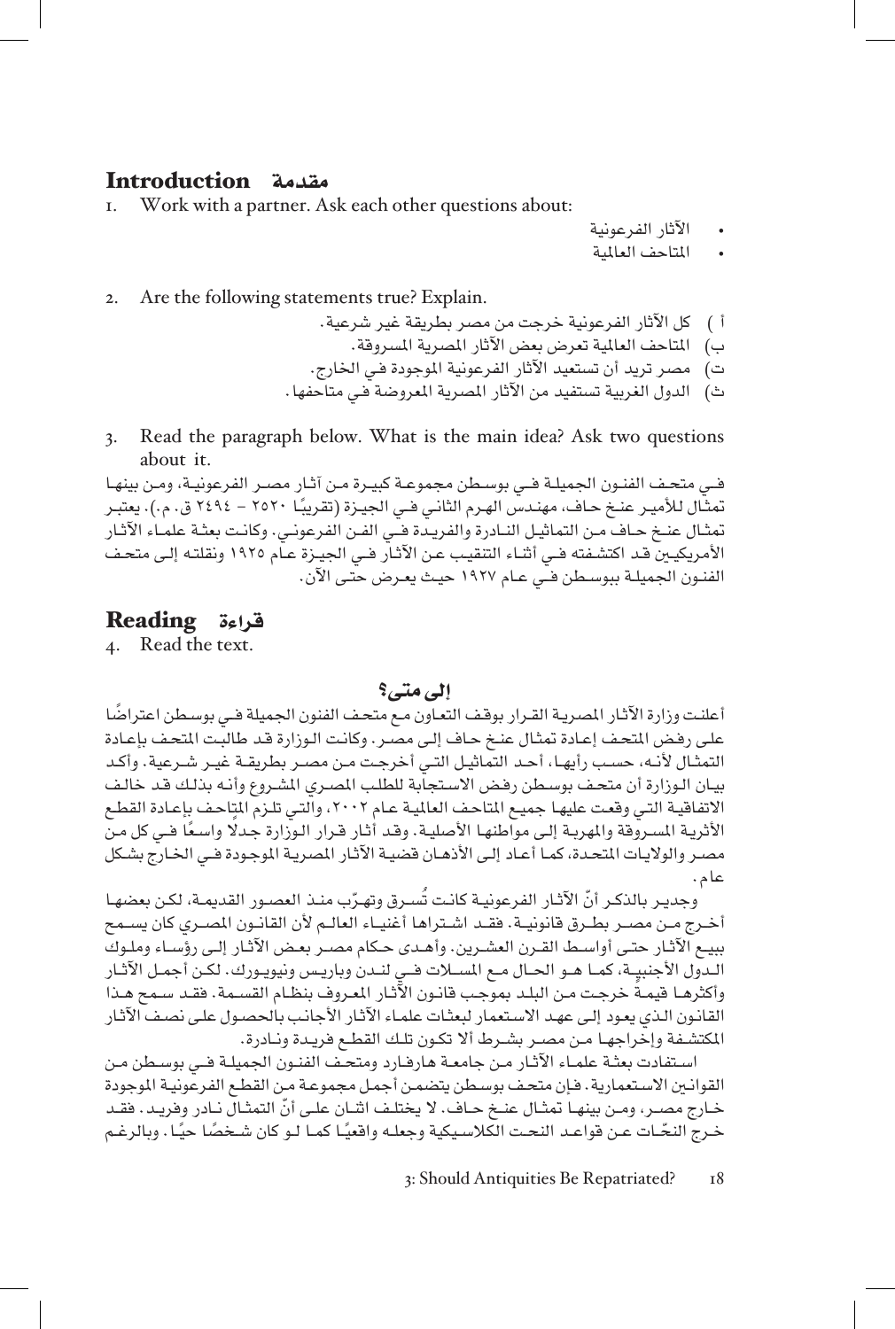## Introduction مقدمة

1. Work with a partner. Ask each other questions about:

- الآثار الفرعونية
- المتاحف العالمية

2. Are the following statements true? Explain.

أ ) كل الآثار الفرعونية خرجت من مصر بطريقة غير شرعية.
ب) المتاحف العالمية تعرض بعض الآثار المصرية المسروقة.
ت) مصر تريد أن تستعيد الآثار الفرعونية الموجودة في الخارج.
ث) الدول الغربية تستفيد من الآثار المصرية المعروضة في متاحفها.

3. Read the paragraph below. What is the main idea? Ask two questions about it.

في متحف الفنون الجميلة في بوسطن مجموعة كبيرة من آثار مصر الفرعونية، ومن بينها تمثال للأمير عنخ حاف، مهندس الهرم الثاني في الجيزة (تقريبًا ٢٥٢٠ – ٢٤٩٤ ق.م.). يعتبر تمثال عنخ حاف من التماثيل النادرة والفريدة في الفن الفرعوني. وكانت بعثة علماء الآثار الأمريكيين قد اكتشفته في أثناء التنقيب عن الآثار في الجيزة عام ١٩٢٥ ونقلته إلى متحف الفنون الجميلة ببوسطن في عام ١٩٢٧ حيث يعرض حتى الآن.

## Reading قراءة

4. Read the text.

### إلى متى؟

أعلنت وزارة الآثار المصرية القرار بوقف التعاون مع متحف الفنون الجميلة في بوسطن اعتراضًا على رفض المتحف إعادة تمثال عنخ حاف إلى مصر. وكانت الوزارة قد طالبت المتحف بإعادة التمثال لأنه، حسب رأيها، أحد التماثيل التي أخرجت من مصر بطريقة غير شرعية. وأكد بيان الوزارة أن متحف بوسطن رفض الاستجابة للطلب المصري المشروع وأنه بذلك قد خالف الاتفاقية التي وقعت عليها جميع المتاحف العالمية عام ٢٠٠٢، والتي تلزم المتاحف بإعادة القطع الأثرية المسروقة والمهربة إلى مواطنها الأصلية. وقد أثار قرار الوزارة جدلًا واسعًا في كل من مصر والولايات المتحدة، كما أعاد إلى الأذهان قضية الآثار المصرية الموجودة في الخارج بشكل عام.

وجدير بالذكر أنّ الآثار الفرعونية كانت تُسرق وتهرّب منذ العصور القديمة، لكن بعضها أخرج من مصر بطرق قانونية. فقد اشتراها أغنياء العالم لأن القانون المصري كان يسمح ببيع الآثار حتى أواسط القرن العشرين. وأهدى حكام مصر بعض الآثار إلى رؤساء وملوك الدول الأجنبية، كما هو الحال مع المسلات في لندن وباريس ونيويورك. لكن أجمل الآثار وأكثرها قيمةً خرجت من البلد بموجب قانون الآثار المعروف بنظام القسمة. فقد سمح هذا القانون الذي يعود إلى عهد الاستعمار لبعثات علماء الآثار الأجانب بالحصول على نصف الآثار المكتشفة وإخراجها من مصر بشرط ألا تكون تلك القطع فريدة ونادرة.

استفادت بعثة علماء الآثار من جامعة هارفارد ومتحف الفنون الجميلة في بوسطن من القوانين الاستعمارية. فإن متحف بوسطن يتضمن أجمل مجموعة من القطع الفرعونية الموجودة خارج مصر، ومن بينها تمثال عنخ حاف. لا يختلف اثنان على أنّ التمثال نادر وفريد. فقد خرج النحّات عن قواعد النحت الكلاسيكية وجعله واقعيًا كما لو كان شخصًا حيًا. وبالرغم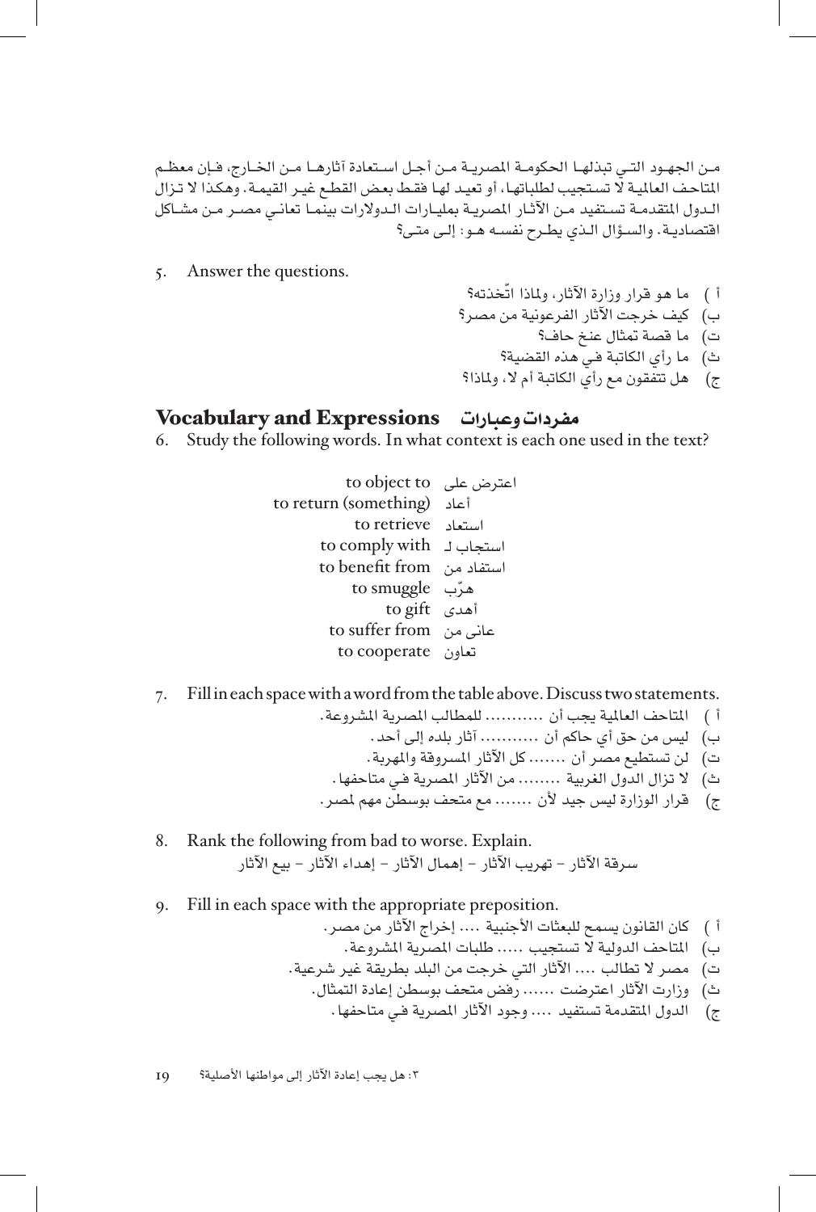مـن الجهـود التـي تبذلهـا الحكومـة المصريـة مـن أجـل اسـتعادة آثارهـا مـن الخـارج، فـإن معظـم المتاحف العالمية لا تستجيب لطلباتها، أو تعيد لها فقط بعض القطع غير القيمة. وهكذا لا تـزال الـدول المتقدمـة تسـتفيد مـن الآثـار المصريـة بمليـارات الـدولارات بينمـا تعانـي مصـر مـن مشـاكل اقتصادية. والسـؤال الـذي يطـرح نفسـه هـو: إلـى متـى؟

5. Answer the questions.

أ ) ما هو قرار وزارة الآثار، ولماذا اتّخذته؟
ب) كيف خرجت الآثار الفرعونية من مصر؟
ت) ما قصة تمثال عنخ حاف؟
ث) ما رأي الكاتبة في هذه القضية؟
ج) هل تتفقون مع رأي الكاتبة أم لا، ولماذا؟

## Vocabulary and Expressions مفردات وعبارات

6. Study the following words. In what context is each one used in the text?

| | |
|---|---|
| to object to | اعترض على |
| to return (something) | أعاد |
| to retrieve | استعاد |
| to comply with | استجاب لـ |
| to benefit from | استفاد من |
| to smuggle | هرّب |
| to gift | أهدى |
| to suffer from | عانى من |
| to cooperate | تعاون |

7. Fill in each space with a word from the table above. Discuss two statements.

أ ) المتاحف العالمية يجب أن .......... للمطالب المصرية المشروعة.
ب) ليس من حق أي حاكم أن .......... آثار بلده إلى أحد.
ت) لن تستطيع مصر أن ....... كل الآثار المسروقة والمهربة.
ث) لا تزال الدول الغربية ........ من الآثار المصرية في متاحفها.
ج) قرار الوزارة ليس جيد لأن ....... مع متحف بوسطن مهم لمصر.

8. Rank the following from bad to worse. Explain.

سرقة الآثار – تهريب الآثار – إهمال الآثار – إهداء الآثار – بيع الآثار

9. Fill in each space with the appropriate preposition.

أ ) كان القانون يسمح للبعثات الأجنبية .... إخراج الآثار من مصر.
ب) المتاحف الدولية لا تستجيب ..... طلبات المصرية المشروعة.
ت) مصر لا تطالب .... الآثار التي خرجت من البلد بطريقة غير شرعية.
ث) وزارت الآثار اعترضت ...... رفض متحف بوسطن إعادة التمثال.
ج) الدول المتقدمة تستفيد .... وجود الآثار المصرية في متاحفها.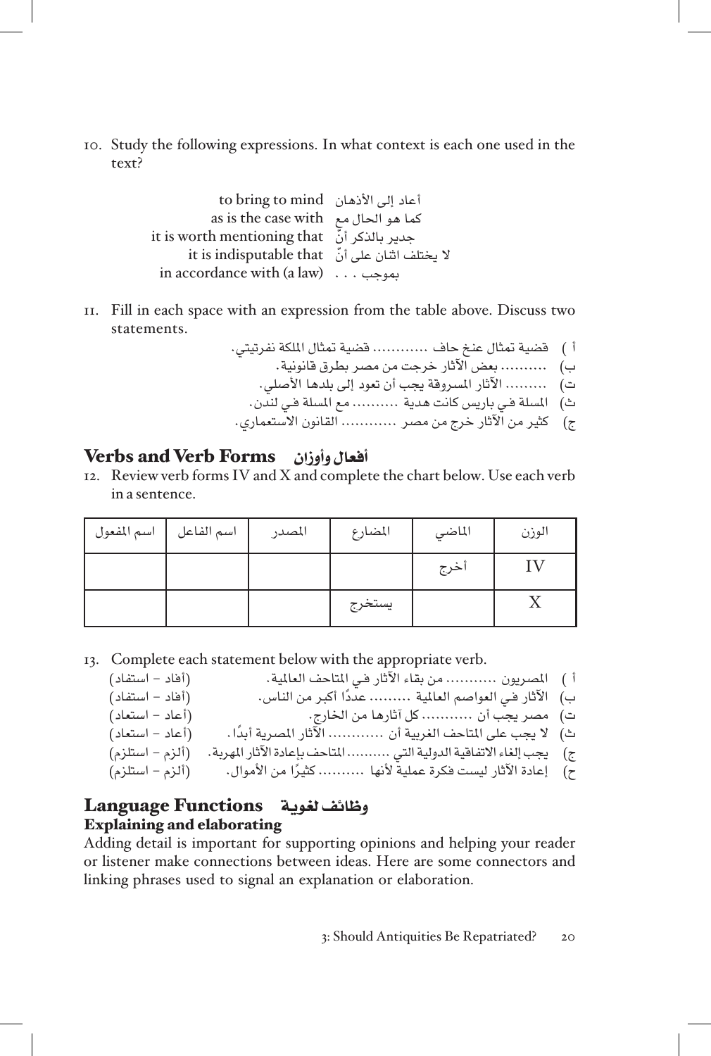10. Study the following expressions. In what context is each one used in the text?

| | |
|---|---|
| to bring to mind | أعاد إلى الأذهان |
| as is the case with | كما هو الحال مع |
| it is worth mentioning that | جدير بالذكر أنّ |
| it is indisputable that | لا يختلف اثنان على أنّ |
| in accordance with (a law) | بموجب . . . |

11. Fill in each space with an expression from the table above. Discuss two statements.

أ ) قضية تمثال عنخ حاف ........... قضية تمثال الملكة نفرتيتي.

ب) .......... بعض الآثار خرجت من مصر بطرق قانونية.

ت) ......... الآثار المسروقة يجب أن تعود إلى بلدها الأصلي.

ث) المسلة في باريس كانت هدية .......... مع المسلة في لندن.

ج) كثير من الآثار خرج من مصر ............ القانون الاستعماري.

## Verbs and Verb Forms أفعال وأوزان

12. Review verb forms IV and X and complete the chart below. Use each verb in a sentence.

| الوزن | الماضي | المضارع | المصدر | اسم الفاعل | اسم المفعول |
|---|---|---|---|---|---|
| IV | أخرج | | | | |
| X | | يستخرج | | | |

13. Complete each statement below with the appropriate verb.

أ ) المصريون .......... من بقاء الآثار في المتاحف العالمية. (أفاد – استفاد)

ب) الآثار في العواصم العالمية ......... عددًا أكبر من الناس. (أفاد – استفاد)

ت) مصر يجب أن .......... كل آثارها من الخارج. (أعاد – استعاد)

ث) لا يجب على المتاحف الغربية أن ............ الآثار المصرية أبدًا. (أعاد – استعاد)

ج) يجب إلغاء الاتفاقية الدولية التي .......... المتاحف بإعادة الآثار المهربة. (ألزم – استلزم)

ح) إعادة الآثار ليست فكرة عملية لأنها .......... كثيرًا من الأموال. (ألزم – استلزم)

## Language Functions وظائف لغوية

### Explaining and elaborating

Adding detail is important for supporting opinions and helping your reader or listener make connections between ideas. Here are some connectors and linking phrases used to signal an explanation or elaboration.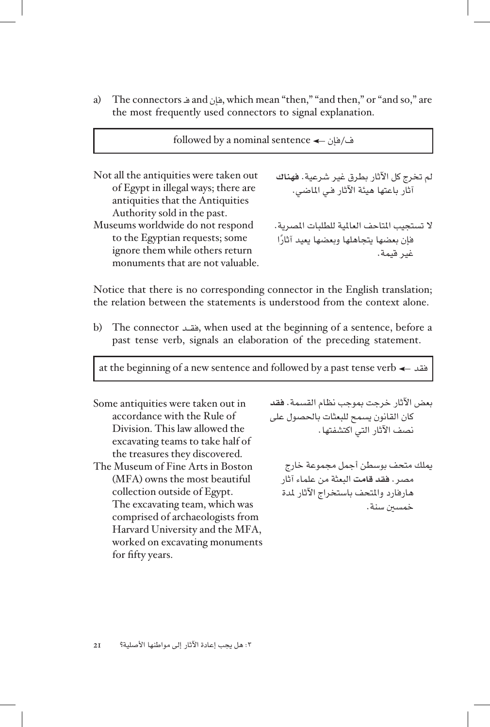a) The connectors فـ and فإن, which mean "then," "and then," or "and so," are the most frequently used connectors to signal explanation.

| ف/فإن ← followed by a nominal sentence |
|---|

| | |
|---|---|
| Not all the antiquities were taken out of Egypt in illegal ways; there are antiquities that the Antiquities Authority sold in the past. | لم تخرج كل الآثار بطرق غير شرعية. **فهناك** آثار باعتها هيئة الآثار في الماضي. |
| Museums worldwide do not respond to the Egyptian requests; some ignore them while others return monuments that are not valuable. | لا تستجيب المتاحف العالمية للطلبات المصرية. فإن بعضها يتجاهلها وبعضها يعيد آثارًا غير قيمة. |

Notice that there is no corresponding connector in the English translation; the relation between the statements is understood from the context alone.

b) The connector فقد, when used at the beginning of a sentence, before a past tense verb, signals an elaboration of the preceding statement.

| فقد ← at the beginning of a new sentence and followed by a past tense verb |
|---|

| | |
|---|---|
| Some antiquities were taken out in accordance with the Rule of Division. This law allowed the excavating teams to take half of the treasures they discovered. | بعض الآثار خرجت بموجب نظام القسمة. **فقد** كان القانون يسمح للبعثات بالحصول على نصف الآثار التي اكتشفتها. |
| The Museum of Fine Arts in Boston (MFA) owns the most beautiful collection outside of Egypt. The excavating team, which was comprised of archaeologists from Harvard University and the MFA, worked on excavating monuments for fifty years. | يملك متحف بوسطن أجمل مجموعة خارج مصر. **فقد قامت** البعثة من علماء آثار هارفارد والمتحف باستخراج الآثار لمدة خمسين سنة. |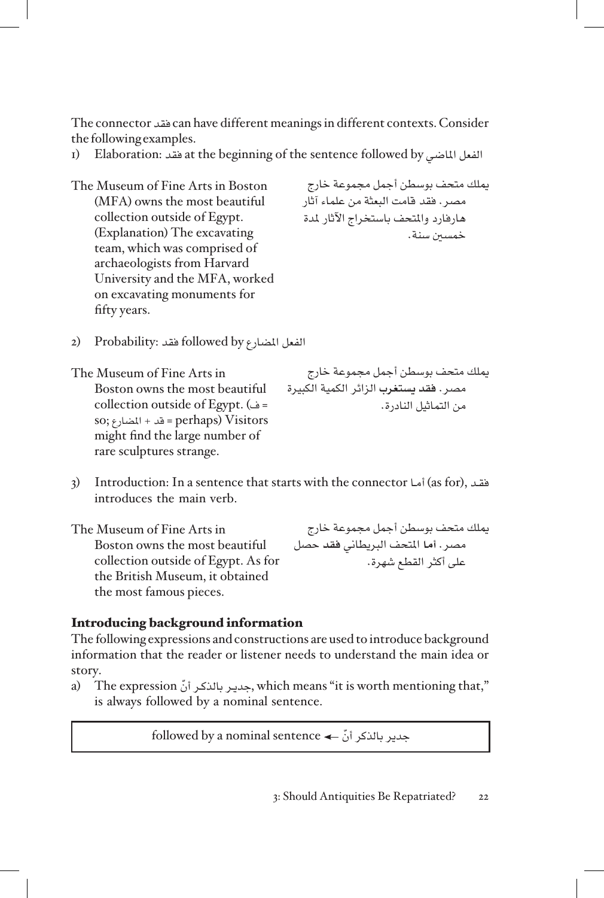The connector فقد can have different meanings in different contexts. Consider the following examples.

1) Elaboration: فقد at the beginning of the sentence followed by الفعل الماضي

| | |
|---|---|
| The Museum of Fine Arts in Boston (MFA) owns the most beautiful collection outside of Egypt. (Explanation) The excavating team, which was comprised of archaeologists from Harvard University and the MFA, worked on excavating monuments for fifty years. | يملك متحف بوسطن أجمل مجموعة خارج مصر. فقد قامت البعثة من علماء آثار هارفارد والمتحف باستخراج الآثار لمدة خمسين سنة. |

2) Probability: فقد followed by الفعل المضارع

| | |
|---|---|
| The Museum of Fine Arts in Boston owns the most beautiful collection outside of Egypt. (ف = so; قد + المضارع = perhaps) Visitors might find the large number of rare sculptures strange. | يملك متحف بوسطن أجمل مجموعة خارج مصر. **فقد يستغرب** الزائر الكمية الكبيرة من التماثيل النادرة. |

3) Introduction: In a sentence that starts with the connector أما (as for), فقد introduces the main verb.

| | |
|---|---|
| The Museum of Fine Arts in Boston owns the most beautiful collection outside of Egypt. As for the British Museum, it obtained the most famous pieces. | يملك متحف بوسطن أجمل مجموعة خارج مصر. **أما** المتحف البريطاني **فقد** حصل على أكثر القطع شهرة. |

## Introducing background information

The following expressions and constructions are used to introduce background information that the reader or listener needs to understand the main idea or story.

a) The expression جدير بالذكر أنّ, which means "it is worth mentioning that," is always followed by a nominal sentence.

| |
|---|
| جدير بالذكر أنّ ← followed by a nominal sentence |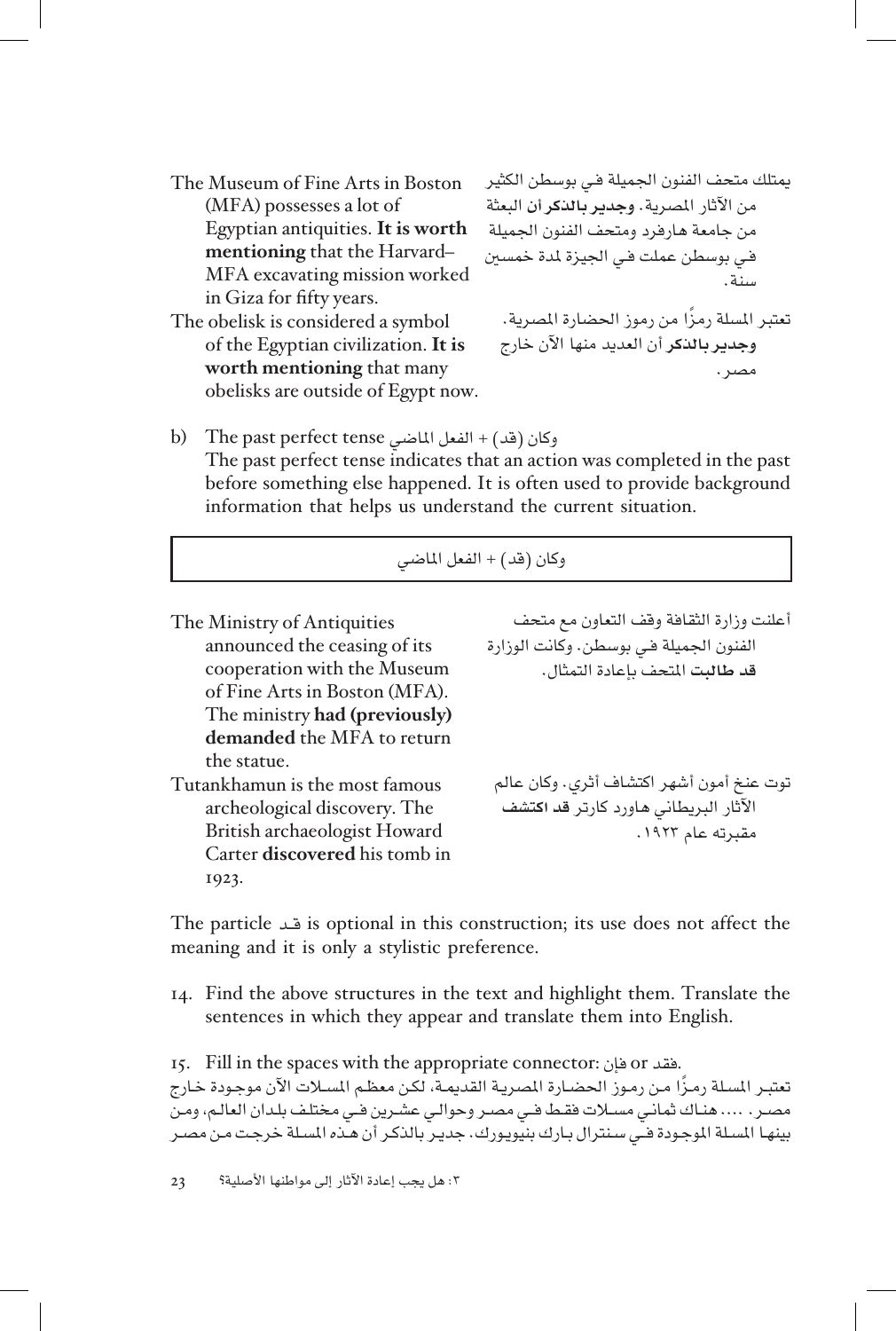| | |
|---|---|
| The Museum of Fine Arts in Boston (MFA) possesses a lot of Egyptian antiquities. **It is worth mentioning** that the Harvard–MFA excavating mission worked in Giza for fifty years. | يمتلك متحف الفنون الجميلة في بوسطن الكثير من الآثار المصرية. **وجدير بالذكر أن** البعثة من جامعة هارفرد ومتحف الفنون الجميلة في بوسطن عملت في الجيزة لمدة خمسين سنة. |
| The obelisk is considered a symbol of the Egyptian civilization. **It is worth mentioning** that many obelisks are outside of Egypt now. | تعتبر المسلة رمزًا من رموز الحضارة المصرية. **وجدير بالذكر** أن العديد منها الآن خارج مصر. |

b) The past perfect tense وكان (قد) + الفعل الماضي
The past perfect tense indicates that an action was completed in the past before something else happened. It is often used to provide background information that helps us understand the current situation.

| وكان (قد) + الفعل الماضي |
|---|

| | |
|---|---|
| The Ministry of Antiquities announced the ceasing of its cooperation with the Museum of Fine Arts in Boston (MFA). The ministry **had (previously) demanded** the MFA to return the statue. | أعلنت وزارة الثقافة وقف التعاون مع متحف الفنون الجميلة في بوسطن. وكانت الوزارة **قد طالبت** المتحف بإعادة التمثال. |
| Tutankhamun is the most famous archeological discovery. The British archaeologist Howard Carter **discovered** his tomb in 1923. | توت عنخ أمون أشهر اكتشاف أثري. وكان عالم الآثار البريطاني هاورد كارتر **قد اكتشف** مقبرته عام ١٩٢٣. |

The particle قد is optional in this construction; its use does not affect the meaning and it is only a stylistic preference.

14. Find the above structures in the text and highlight them. Translate the sentences in which they appear and translate them into English.

15. Fill in the spaces with the appropriate connector: فإن or فقد.

تعتبر المسلة رمزًا من رموز الحضارة المصرية القديمة، لكن معظم المسلات الآن موجودة خارج مصر. .... هناك ثماني مسلات فقط في مصر وحوالي عشرين في مختلف بلدان العالم، ومن بينها المسلة الموجودة في سنترال بارك بنيويورك. جدير بالذكر أن هذه المسلة خرجت من مصر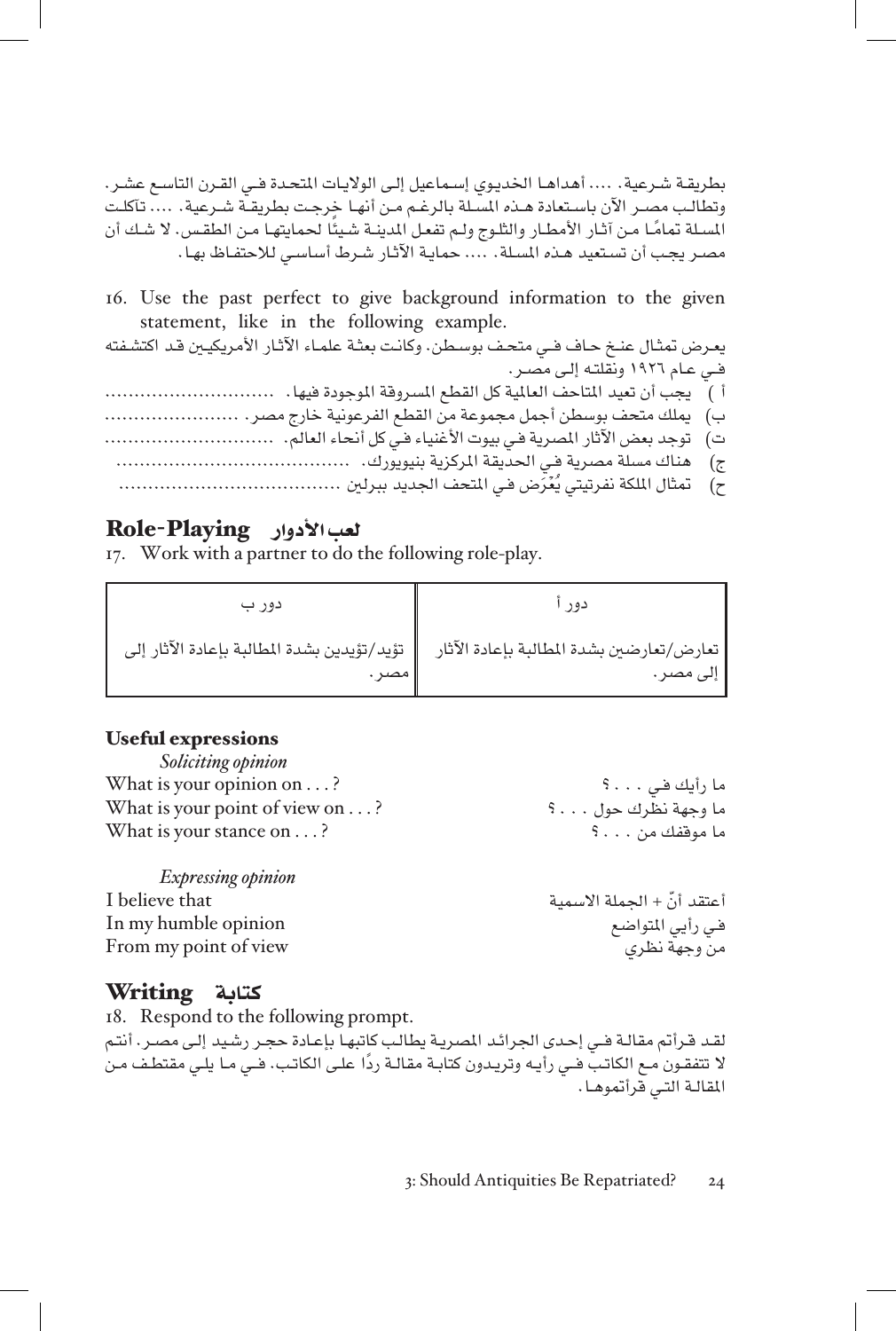بطريقة شرعية. .... أهداها الخديوي إسماعيل إلى الولايات المتحدة في القرن التاسع عشر. وتطالب مصر الآن باستعادة هذه المسلة بالرغم من أنها خرجت بطريقة شرعية. .... تآكلت المسلة تمامًا من آثار الأمطار والثلوج ولم تفعل المدينة شيئًا لحمايتها من الطقس. لا شك أن مصر يجب أن تستعيد هذه المسلة. .... حماية الآثار شرط أساسي للاحتفاظ بها.

16. Use the past perfect to give background information to the given statement, like in the following example.

يعرض تمثال عنخ حاف في متحف بوسطن. وكانت بعثة علماء الآثار الأمريكيين قد اكتشفته في عام ١٩٢٦ ونقلته إلى مصر.

أ ) يجب أن تعيد المتاحف العالمية كل القطع المسروقة الموجودة فيها. ............................

ب) يملك متحف بوسطن أجمل مجموعة من القطع الفرعونية خارج مصر. .......................

ت) توجد بعض الآثار المصرية في بيوت الأغنياء في كل أنحاء العالم. ............................

ج) هناك مسلة مصرية في الحديقة المركزية بنيويورك. ........................................

ح) تمثال الملكة نفرتيتي يُعْرَض في المتحف الجديد ببرلين .....................................

## Role-Playing لعب الأدوار

17. Work with a partner to do the following role-play.

| دور أ | دور ب |
|---|---|
| تعارض/تعارضين بشدة المطالبة بإعادة الآثار إلى مصر. | تؤيد/تؤيدين بشدة المطالبة بإعادة الآثار إلى مصر. |

### Useful expressions

*Soliciting opinion*

| | |
|---|---|
| What is your opinion on . . . ? | ما رأيك في . . . ؟ |
| What is your point of view on . . . ? | ما وجهة نظرك حول . . . ؟ |
| What is your stance on . . . ? | ما موقفك من . . . ؟ |

*Expressing opinion*

| | |
|---|---|
| I believe that | أعتقد أنّ + الجملة الاسمية |
| In my humble opinion | في رأيي المتواضع |
| From my point of view | من وجهة نظري |

## Writing كتابة

18. Respond to the following prompt.

لقد قرأتم مقالة في إحدى الجرائد المصرية يطالب كاتبها بإعادة حجر رشيد إلى مصر. أنتم لا تتفقون مع الكاتب في رأيه وتريدون كتابة مقالة ردًا على الكاتب. في ما يلي مقتطف من المقالة التي قرأتموها.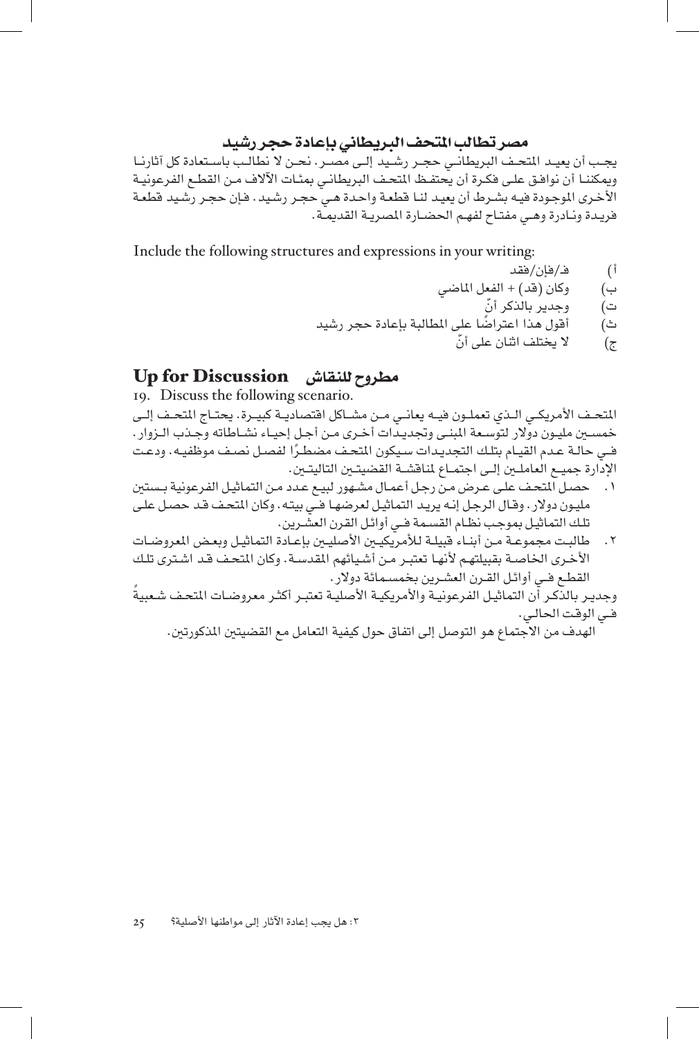### مصر تطالب المتحف البريطاني بإعادة حجر رشيد

يجب أن يعيد المتحف البريطاني حجر رشيد إلى مصر. نحن لا نطالب باستعادة كل آثارنا ويمكننا أن نوافق على فكرة أن يحتفظ المتحف البريطاني بمئات الآلاف من القطع الفرعونية الأخرى الموجودة فيه بشرط أن يعيد لنا قطعة واحدة هي حجر رشيد. فإن حجر رشيد قطعة فريدة ونادرة وهي مفتاح لفهم الحضارة المصرية القديمة.

Include the following structures and expressions in your writing:

أ) فـ/فإن/فقد

ب) وكان (قد) + الفعل الماضي

ت) وجدير بالذكر أنّ

ث) أقول هذا اعتراضًا على المطالبة بإعادة حجر رشيد

ج) لا يختلف اثنان على أنّ

## مطروح للنقاش Up for Discussion

19. Discuss the following scenario.

المتحف الأمريكي الذي تعملون فيه يعاني من مشاكل اقتصادية كبيرة. يحتاج المتحف إلى خمسين مليون دولار لتوسعة المبنى وتجديدات أخرى من أجل إحياء نشاطاته وجذب الزوار. في حالة عدم القيام بتلك التجديدات سيكون المتحف مضطرًا لفصل نصف موظفيه. ودعت الإدارة جميع العاملين إلى اجتماع لمناقشة القضيتين التاليتين.

١. حصل المتحف على عرض من رجل أعمال مشهور لبيع عدد من التماثيل الفرعونية بستين مليون دولار. وقال الرجل إنه يريد التماثيل لعرضها في بيته. وكان المتحف قد حصل على تلك التماثيل بموجب نظام القسمة في أوائل القرن العشرين.

٢. طالبت مجموعة من أبناء قبيلة للأمريكيين الأصليين بإعادة التماثيل وبعض المعروضات الأخرى الخاصة بقبيلتهم لأنها تعتبر من أشيائهم المقدسة. وكان المتحف قد اشترى تلك القطع في أوائل القرن العشرين بخمسمائة دولار.

وجدير بالذكر أن التماثيل الفرعونية والأمريكية الأصلية تعتبر أكثر معروضات المتحف شعبيةً في الوقت الحالي.

الهدف من الاجتماع هو التوصل إلى اتفاق حول كيفية التعامل مع القضيتين المذكورتين.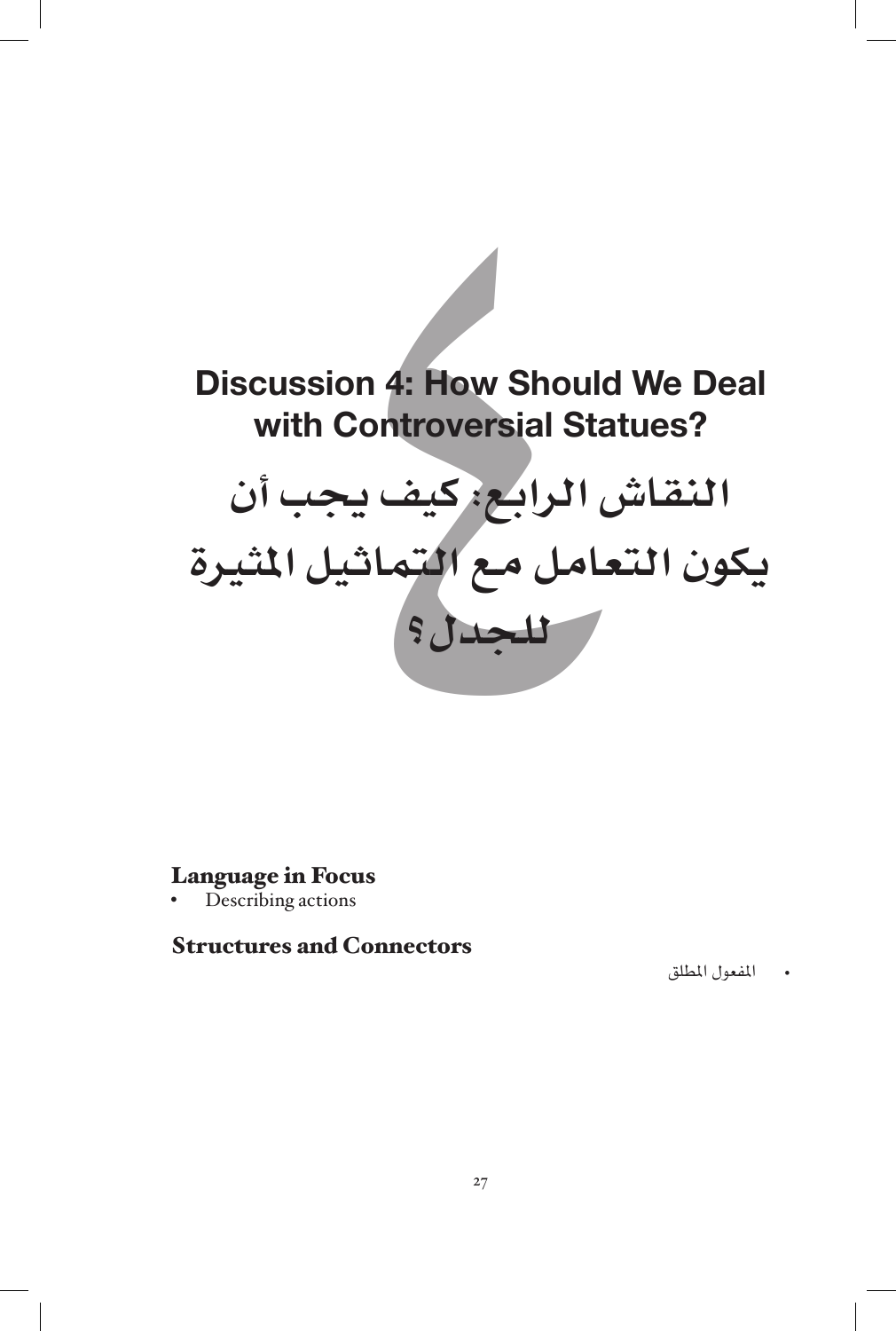# Discussion 4: How Should We Deal with Controversial Statues?

# النقاش الرابع: كيف يجب أن يكون التعامل مع التماثيل المثيرة للجدل؟

**Language in Focus**

- Describing actions

**Structures and Connectors**

- المفعول المطلق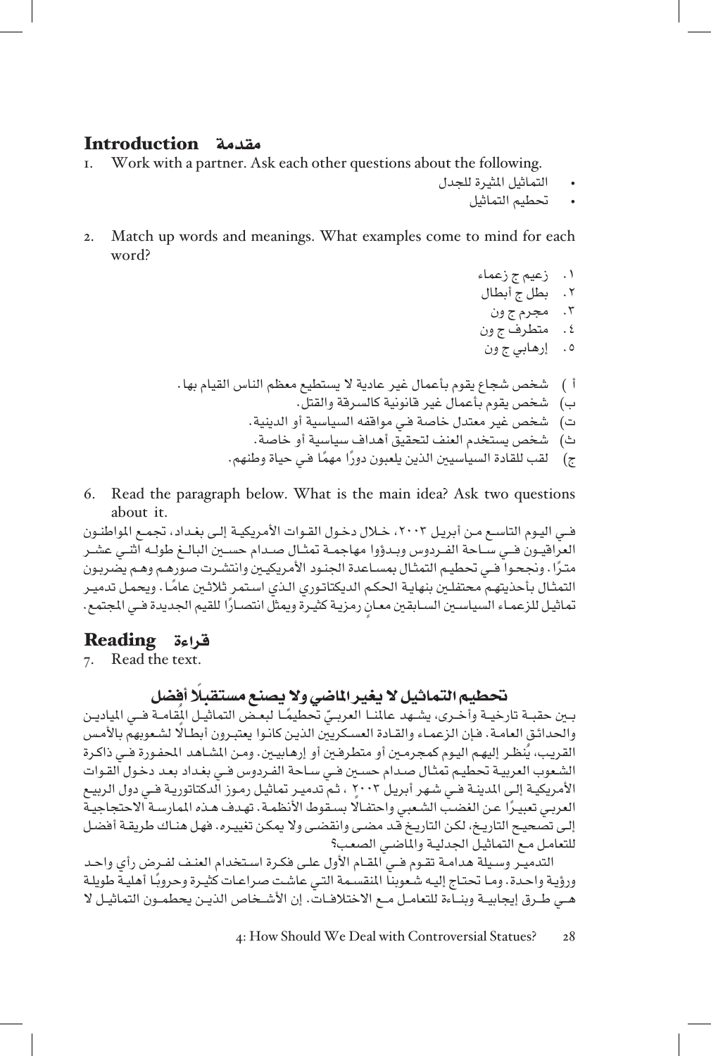## Introduction مقدمة

1. Work with a partner. Ask each other questions about the following.
   - التماثيل المثيرة للجدل
   - تحطيم التماثيل

2. Match up words and meanings. What examples come to mind for each word?

١. زعيم ج زعماء
٢. بطل ج أبطال
٣. مجرم ج ون
٤. متطرف ج ون
٥. إرهابي ج ون

أ ) شخص شجاع يقوم بأعمال غير عادية لا يستطيع معظم الناس القيام بها.
ب) شخص يقوم بأعمال غير قانونية كالسرقة والقتل.
ت) شخص غير معتدل خاصة في مواقفه السياسية أو الدينية.
ث) شخص يستخدم العنف لتحقيق أهداف سياسية أو خاصة.
ج) لقب للقادة السياسيين الذين يلعبون دورًا مهمًا في حياة وطنهم.

6. Read the paragraph below. What is the main idea? Ask two questions about it.

في اليوم التاسع من أبريل ٢٠٠٣، خلال دخول القوات الأمريكية إلى بغداد، تجمع المواطنون العراقيون في ساحة الفردوس وبدؤوا مهاجمة تمثال صدام حسين البالغ طوله اثني عشر مترًا. ونجحوا في تحطيم التمثال بمساعدة الجنود الأمريكيين وانتشرت صورهم وهم يضربون التمثال بأحذيتهم محتفلين بنهاية الحكم الديكتاتوري الذي استمر ثلاثين عامًا. ويحمل تدمير تماثيل للزعماء السياسيين السابقين معانٍ رمزية كثيرة ويمثل انتصارًا للقيم الجديدة في المجتمع.

## Reading قراءة

7. Read the text.

### تحطيم التماثيل لا يغير الماضي ولا يصنع مستقبلًا أفضل

بين حقبة تارخية وأخرى، يشهد عالمنا العربيّ تحطيمًا لبعض التماثيل المُقامة في الميادين والحدائق العامة. فإن الزعماء والقادة العسكريين الذين كانوا يعتبرون أبطالًا لشعوبهم بالأمس القريب، يُنظر إليهم اليوم كمجرمين أو متطرفين أو إرهابيين. ومن المشاهد المحفورة في ذاكرة الشعوب العربية تحطيم تمثال صدام حسين في ساحة الفردوس في بغداد بعد دخول القوات الأمريكية إلى المدينة في شهر أبريل ٢٠٠٣، ثم تدمير تماثيل رموز الدكتاتورية في دول الربيع العربي تعبيرًا عن الغضب الشعبي واحتفالًا بسقوط الأنظمة. تهدف هذه الممارسة الاحتجاجية إلى تصحيح التاريخ، لكن التاريخ قد مضى وانقضى ولا يمكن تغييره. فهل هناك طريقة أفضل للتعامل مع التماثيل الجدلية والماضي الصعب؟

التدمير وسيلة هدامة تقوم في المقام الأول على فكرة استخدام العنف لفرض رأي واحد ورؤية واحدة. وما تحتاج إليه شعوبنا المنقسمة التي عاشت صراعات كثيرة وحروبًا أهلية طويلة هي طرق إيجابية وبناءة للتعامل مع الاختلافات. إن الأشخاص الذين يحطمون التماثيل لا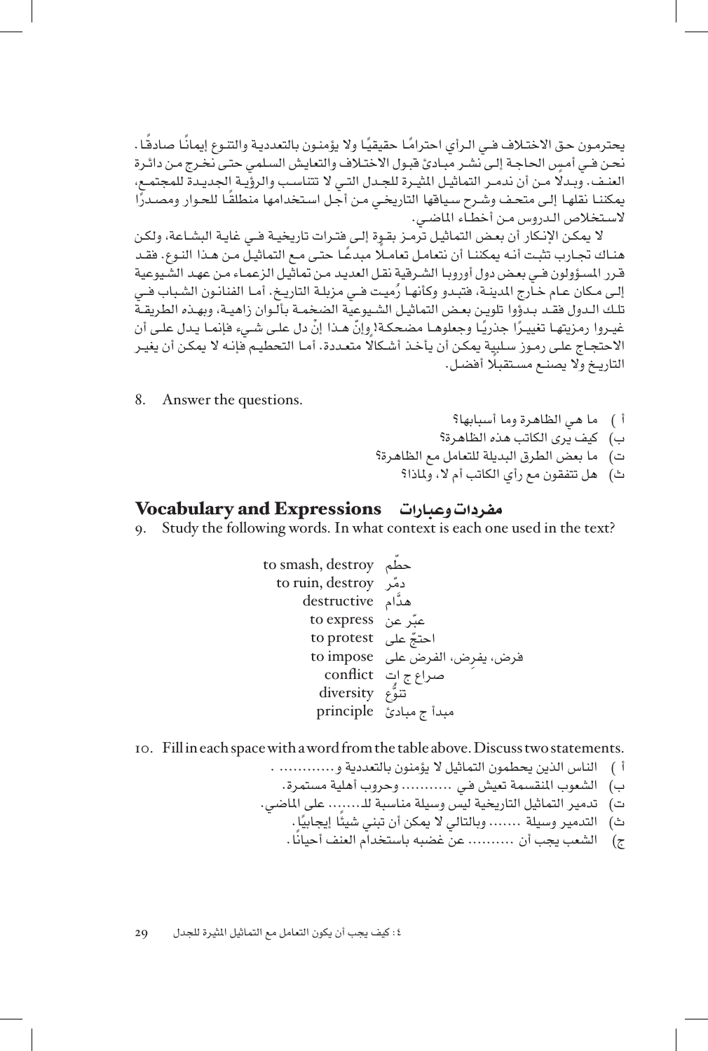يحترمون حق الاختلاف في الرأي احترامًا حقيقيًا ولا يؤمنون بالتعددية والتنوع إيمانًا صادقًا. نحن في أمس الحاجة إلى نشر مبادئ قبول الاختلاف والتعايش السلمي حتى نخرج من دائرة العنف. وبدلًا من أن ندمر التماثيل المثيرة للجدل التي لا تتناسب والرؤية الجديدة للمجتمع، يمكننا نقلها إلى متحف وشرح سياقها التاريخي من أجل استخدامها منطلقًا للحوار ومصدرًا لاستخلاص الدروس من أخطاء الماضي.

لا يمكن الإنكار أن بعض التماثيل ترمز بقوة إلى فترات تاريخية في غاية البشاعة، ولكن هناك تجارب تثبت أنه يمكننا أن نتعامل تعاملًا مبدعًا حتى مع التماثيل من هذا النوع. فقد قرر المسؤولون في بعض دول أوروبا الشرقية نقل العديد من تماثيل الزعماء من عهد الشيوعية إلى مكان عام خارج المدينة، فتبدو وكأنها رُميت في مزبلة التاريخ. أما الفنانون الشباب في تلك الدول فقد بدؤوا تلوين بعض التماثيل الشيوعية الضخمة بألوان زاهية، وبهذه الطريقة غيروا رمزيتها تغييرًا جذريًا وجعلوها مضحكة! وإنّ هذا إنْ دل على شيء فإنما يدل على أن الاحتجاج على رموز سلبية يمكن أن يأخذ أشكالًا متعددة. أما التحطيم فإنه لا يمكن أن يغير التاريخ ولا يصنع مستقبلًا أفضل.

8. Answer the questions.

أ ) ما هي الظاهرة وما أسبابها؟
ب) كيف يرى الكاتب هذه الظاهرة؟
ت) ما بعض الطرق البديلة للتعامل مع الظاهرة؟
ث) هل تتفقون مع رأي الكاتب أم لا، ولماذا؟

## Vocabulary and Expressions مفردات وعبارات

9. Study the following words. In what context is each one used in the text?

| | |
|---|---|
| to smash, destroy | حطّم |
| to ruin, destroy | دمّر |
| destructive | هدّام |
| to express | عبّر عن |
| to protest | احتجّ على |
| to impose | فرض، يفرض، الفرض على |
| conflict | صراع ج ات |
| diversity | تنوُّع |
| principle | مبدأ ج مبادئ |

10. Fill in each space with a word from the table above. Discuss two statements.

أ ) الناس الذين يحطمون التماثيل لا يؤمنون بالتعددية و............ .
ب) الشعوب المنقسمة تعيش في .......... وحروب أهلية مستمرة.
ت) تدمير التماثيل التاريخية ليس وسيلة مناسبة لـ....... على الماضي.
ث) التدمير وسيلة ....... وبالتالي لا يمكن أن تبني شيئًا إيجابيًا.
ج) الشعب يجب أن .......... عن غضبه باستخدام العنف أحيانًا.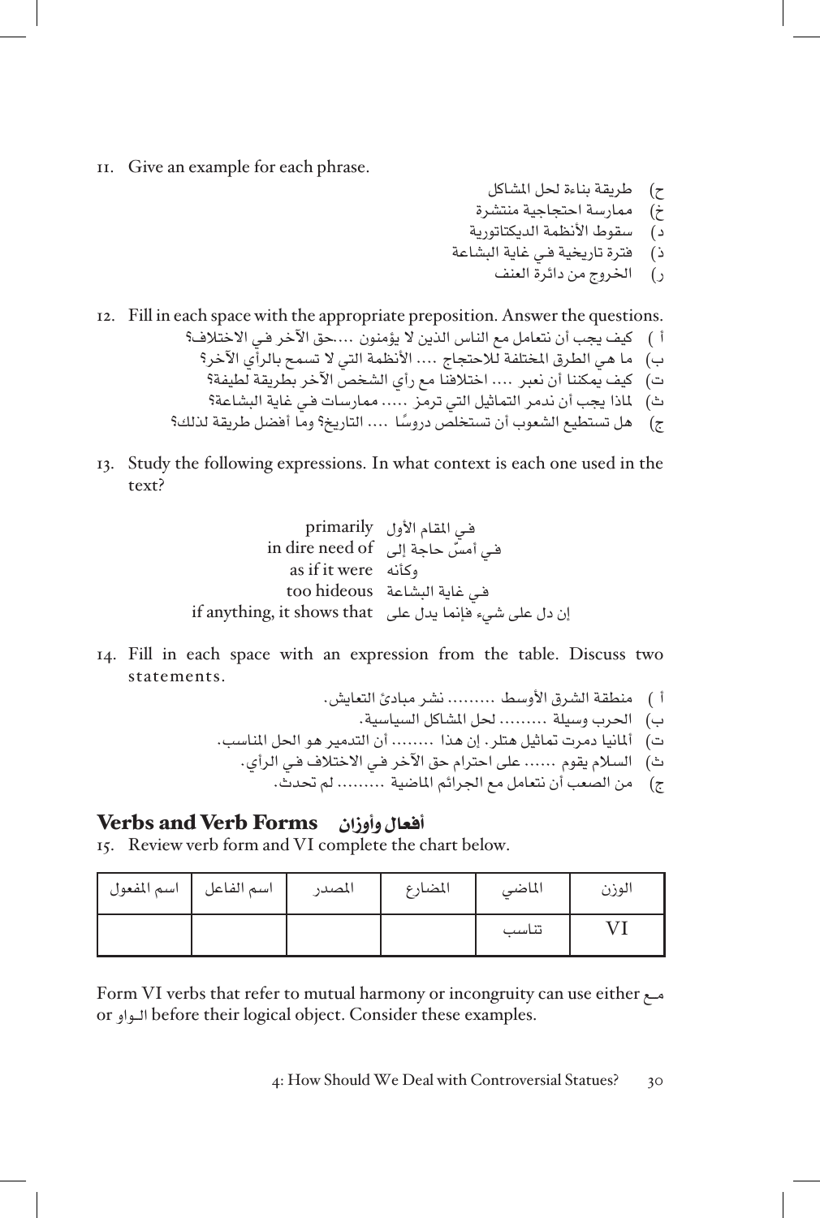11. Give an example for each phrase.

ح) طريقة بناءة لحل المشاكل
خ) ممارسة احتجاجية منتشرة
د) سقوط الأنظمة الديكتاتورية
ذ) فترة تاريخية في غاية البشاعة
ر) الخروج من دائرة العنف

12. Fill in each space with the appropriate preposition. Answer the questions.

أ ) كيف يجب أن نتعامل مع الناس الذين لا يؤمنون ....حق الآخر في الاختلاف؟
ب) ما هي الطرق المختلفة للاحتجاج .... الأنظمة التي لا تسمح بالرأي الآخر؟
ت) كيف يمكننا أن نعبر .... اختلافنا مع رأي الشخص الآخر بطريقة لطيفة؟
ث) لماذا يجب أن ندمر التماثيل التي ترمز ..... ممارسات في غاية البشاعة؟
ج) هل تستطيع الشعوب أن تستخلص دروسًا .... التاريخ؟ وما أفضل طريقة لذلك؟

13. Study the following expressions. In what context is each one used in the text?

| | |
|---|---|
| في المقام الأول | primarily |
| في أمسّ حاجة إلى | in dire need of |
| وكأنه | as if it were |
| في غاية البشاعة | too hideous |
| إن دل على شيء فإنما يدل على | if anything, it shows that |

14. Fill in each space with an expression from the table. Discuss two statements.

أ ) منطقة الشرق الأوسط ......... نشر مبادئ التعايش.
ب) الحرب وسيلة ......... لحل المشاكل السياسية.
ت) ألمانيا دمرت تماثيل هتلر. إن هذا ........ أن التدمير هو الحل المناسب.
ث) السلام يقوم ...... على احترام حق الآخر في الاختلاف في الرأي.
ج) من الصعب أن نتعامل مع الجرائم الماضية ......... لم تحدث.

## Verbs and Verb Forms أفعال وأوزان

15. Review verb form and VI complete the chart below.

| اسم المفعول | اسم الفاعل | المصدر | المضارع | الماضي | الوزن |
|---|---|---|---|---|---|
| | | | | تناسب | VI |

Form VI verbs that refer to mutual harmony or incongruity can use either مع or الواو before their logical object. Consider these examples.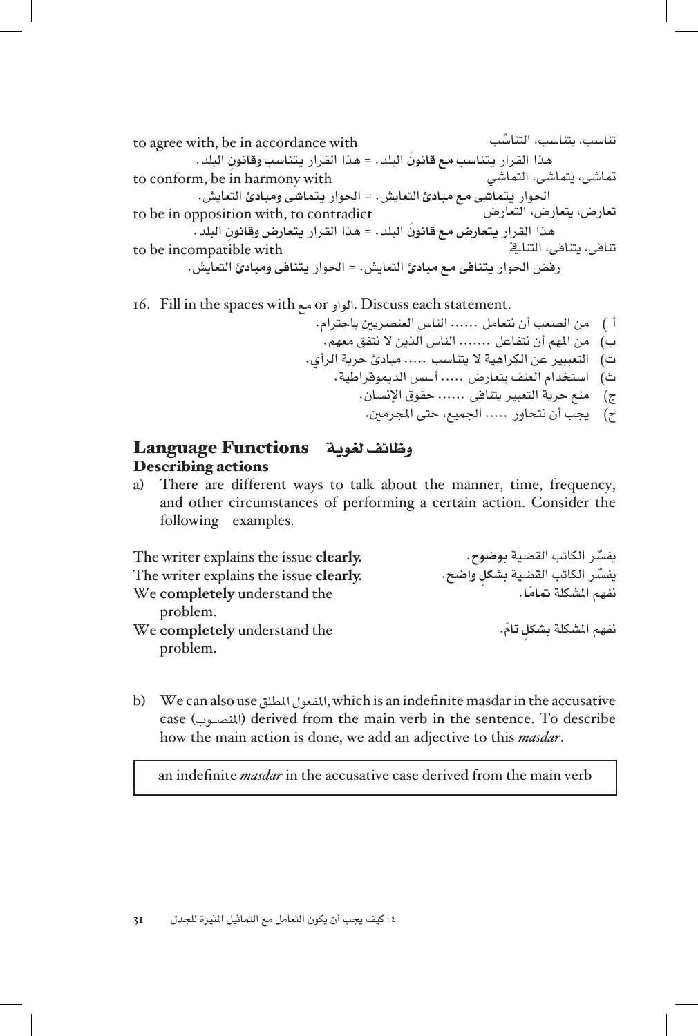تناسب، يتناسب، التناسُب — to agree with, be in accordance with

هذا القرار **يتناسب مع قانونَ** البلد. = هذا القرار **يتناسب وقانونَ** البلد.

تماشى، يتماشى، التماشي — to conform, be in harmony with

الحوار **يتماشى مع مبادئ** التعايش. = الحوار **يتماشى ومبادئ** التعايش.

تعارض، يتعارض، التعارض — to be in opposition with, to contradict

هذا القرار **يتعارض مع قانونَ** البلد. = هذا القرار **يتعارض وقانونَ** البلد.

تنافى، يتنافى، التنافي — to be incompatible with

رفض الحوار **يتنافى مع مبادئ** التعايش. = الحوار **يتنافى ومبادئ** التعايش.

16. Fill in the spaces with مع or الواو. Discuss each statement.

أ) من الصعب أن نتعامل ...... الناس العنصريين باحترام.

ب) من المهم أن نتفاعل ....... الناس الذين لا نتفق معهم.

ت) التعبير عن الكراهية لا يتناسب ..... مبادئ حرية الرأي.

ث) استخدام العنف يتعارض ..... أسس الديموقراطية.

ج) منع حرية التعبير يتنافى ...... حقوق الإنسان.

ح) يجب أن نتحاور ..... الجميع، حتى المجرمين.

## Language Functions وظائف لغوية

### Describing actions

a) There are different ways to talk about the manner, time, frequency, and other circumstances of performing a certain action. Consider the following examples.

| | |
|---|---|
| The writer explains the issue **clearly.** | يفسّر الكاتب القضية **بوضوح**. |
| The writer explains the issue **clearly.** | يفسّر الكاتب القضية **بشكلٍ واضح**. |
| We **completely** understand the problem. | نفهم المشكلة **تمامًا**. |
| We **completely** understand the problem. | نفهم المشكلة **بشكلٍ تامّ**. |

b) We can also use المفعول المطلق, which is an indefinite masdar in the accusative case (المنصوب) derived from the main verb in the sentence. To describe how the main action is done, we add an adjective to this *masdar*.

> an indefinite *masdar* in the accusative case derived from the main verb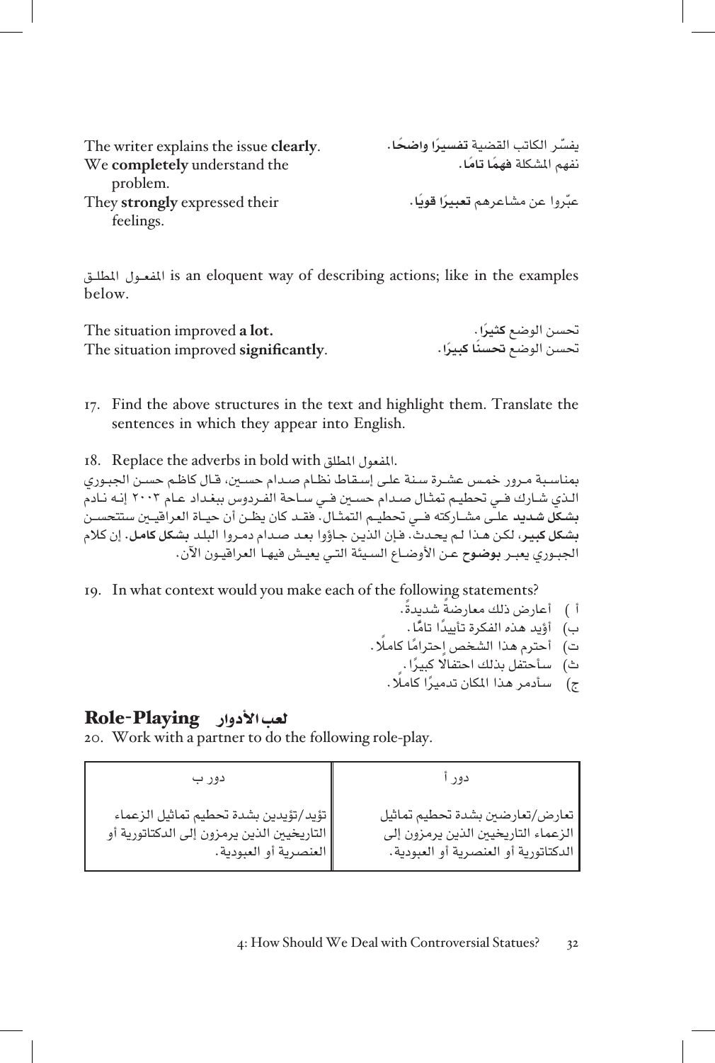| | |
|---|---|
| The writer explains the issue **clearly**. | يفسّر الكاتب القضية **تفسيرًا واضحًا**. |
| We **completely** understand the problem. | نفهم المشكلة **فهمًا تامًا**. |
| They **strongly** expressed their feelings. | عبّروا عن مشاعرهم **تعبيرًا قويًا**. |

المفعول المطلق is an eloquent way of describing actions; like in the examples below.

| | |
|---|---|
| The situation improved **a lot.** | تحسن الوضع **كثيرًا**. |
| The situation improved **significantly**. | تحسن الوضع **تحسنًا كبيرًا**. |

17. Find the above structures in the text and highlight them. Translate the sentences in which they appear into English.

18. Replace the adverbs in bold with المفعول المطلق.

بمناسبة مرور خمس عشرة سنة على إسقاط نظام صدام حسين، قال كاظم حسن الجبوري الذي شارك في تحطيم تمثال صدام حسين في ساحة الفردوس ببغداد عام ٢٠٠٣ إنه نادم **بشكل شديد** على مشاركته في تحطيم التمثال. فقد كان يظن أن حياة العراقيين ستتحسن **بشكل كبير**، لكن هذا لم يحدث. فإن الذين جاؤوا بعد صدام دمروا البلد **بشكل كامل**. إن كلام الجبوري يعبر **بوضوح** عن الأوضاع السيئة التي يعيش فيها العراقيون الآن.

19. In what context would you make each of the following statements?

أ ) أعارض ذلك معارضةً شديدةً.
ب) أؤيد هذه الفكرة تأييدًا تامًا.
ت) أحترم هذا الشخص احترامًا كاملًا.
ث) سأحتفل بذلك احتفالًا كبيرًا.
ج) سأدمر هذا المكان تدميرًا كاملًا.

## Role-Playing لعب الأدوار

20. Work with a partner to do the following role-play.

| دور أ | دور ب |
|---|---|
| تعارض/تعارضين بشدة تحطيم تماثيل الزعماء التاريخيين الذين يرمزون إلى الدكتاتورية أو العنصرية أو العبودية. | تؤيد/تؤيدين بشدة تحطيم تماثيل الزعماء التاريخيين الذين يرمزون إلى الدكتاتورية أو العنصرية أو العبودية. |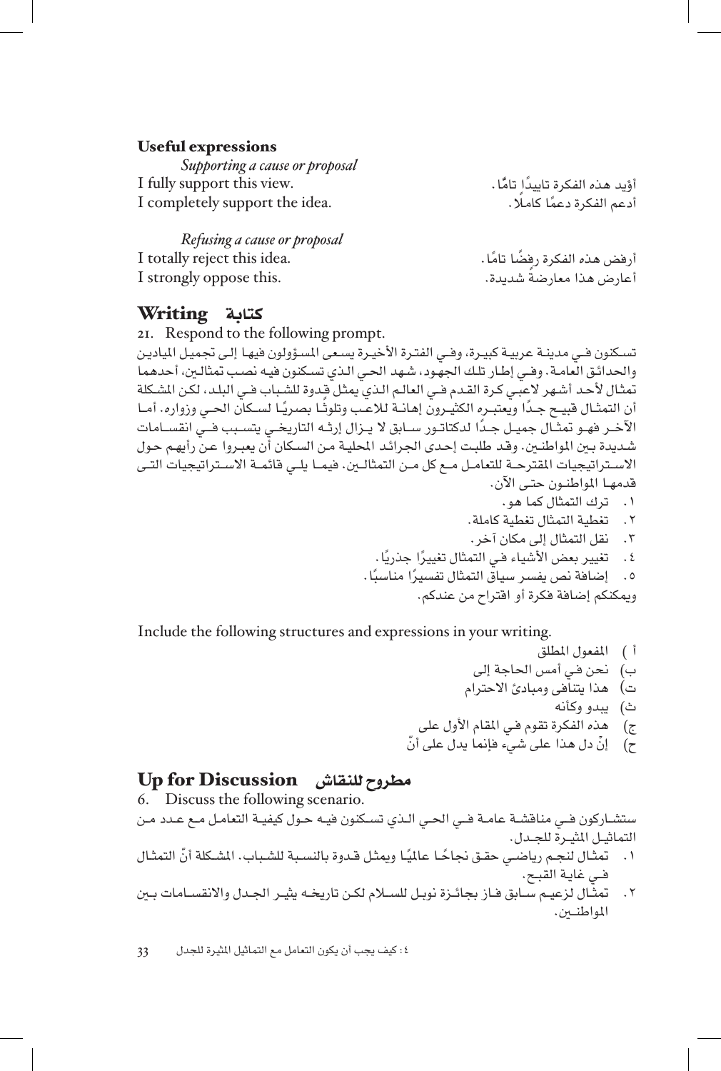### Useful expressions

*Supporting a cause or proposal*

| | |
|---|---|
| I fully support this view. | أؤيد هذه الفكرة تاييدًا تامًّا. |
| I completely support the idea. | أدعم الفكرة دعمًا كاملًا. |

*Refusing a cause or proposal*

| | |
|---|---|
| I totally reject this idea. | أرفض هذه الفكرة رفضًا تامًّا. |
| I strongly oppose this. | أعارض هذا معارضةً شديدة. |

## Writing كتابة

21. Respond to the following prompt.

تسكنون في مدينة عربية كبيرة، وفي الفترة الأخيرة يسعى المسؤولون فيها إلى تجميل الميادين والحدائق العامة. وفي إطار تلك الجهود، شهد الحي الذي تسكنون فيه نصب تمثالين، أحدهما تمثال لأحد أشهر لاعبي كرة القدم في العالم الذي يمثل قدوة للشباب في البلد، لكن المشكلة أن التمثال قبيح جدًا ويعتبره الكثيرون إهانة للاعب وتلوثًا بصريًا لسكان الحي وزواره. أما الآخر فهو تمثال جميل جدًا لدكتاتور سابق لا يزال إرثه التاريخي يتسبب في انقسامات شديدة بين المواطنين. وقد طلبت إحدى الجرائد المحلية من السكان أن يعبروا عن رأيهم حول الاستراتيجيات المقترحة للتعامل مع كل من التمثالين. فيما يلي قائمة الاستراتيجيات التي قدمها المواطنون حتى الآن.

١. ترك التمثال كما هو.
٢. تغطية التمثال تغطية كاملة.
٣. نقل التمثال إلى مكان آخر.
٤. تغيير بعض الأشياء في التمثال تغييرًا جذريًا.
٥. إضافة نص يفسر سياق التمثال تفسيرًا مناسبًا.

ويمكنكم إضافة فكرة أو اقتراح من عندكم.

Include the following structures and expressions in your writing.

أ) المفعول المطلق
ب) نحن في أمس الحاجة إلى
ت) هذا يتنافى ومبادئ الاحترام
ث) يبدو وكأنه
ج) هذه الفكرة تقوم في المقام الأول على
ح) إنْ دل هذا على شيء فإنما يدل على أنّ

## Up for Discussion مطروح للنقاش

6. Discuss the following scenario.

ستشاركون في مناقشة عامة في الحي الذي تسكنون فيه حول كيفية التعامل مع عدد من التماثيل المثيرة للجدل.

١. تمثال لنجم رياضي حقق نجاحًا عالميًا ويمثل قدوة بالنسبة للشباب. المشكلة أنّ التمثال في غاية القبح.
٢. تمثال لزعيم سابق فاز بجائزة نوبل للسلام لكن تاريخه يثير الجدل والانقسامات بين المواطنين.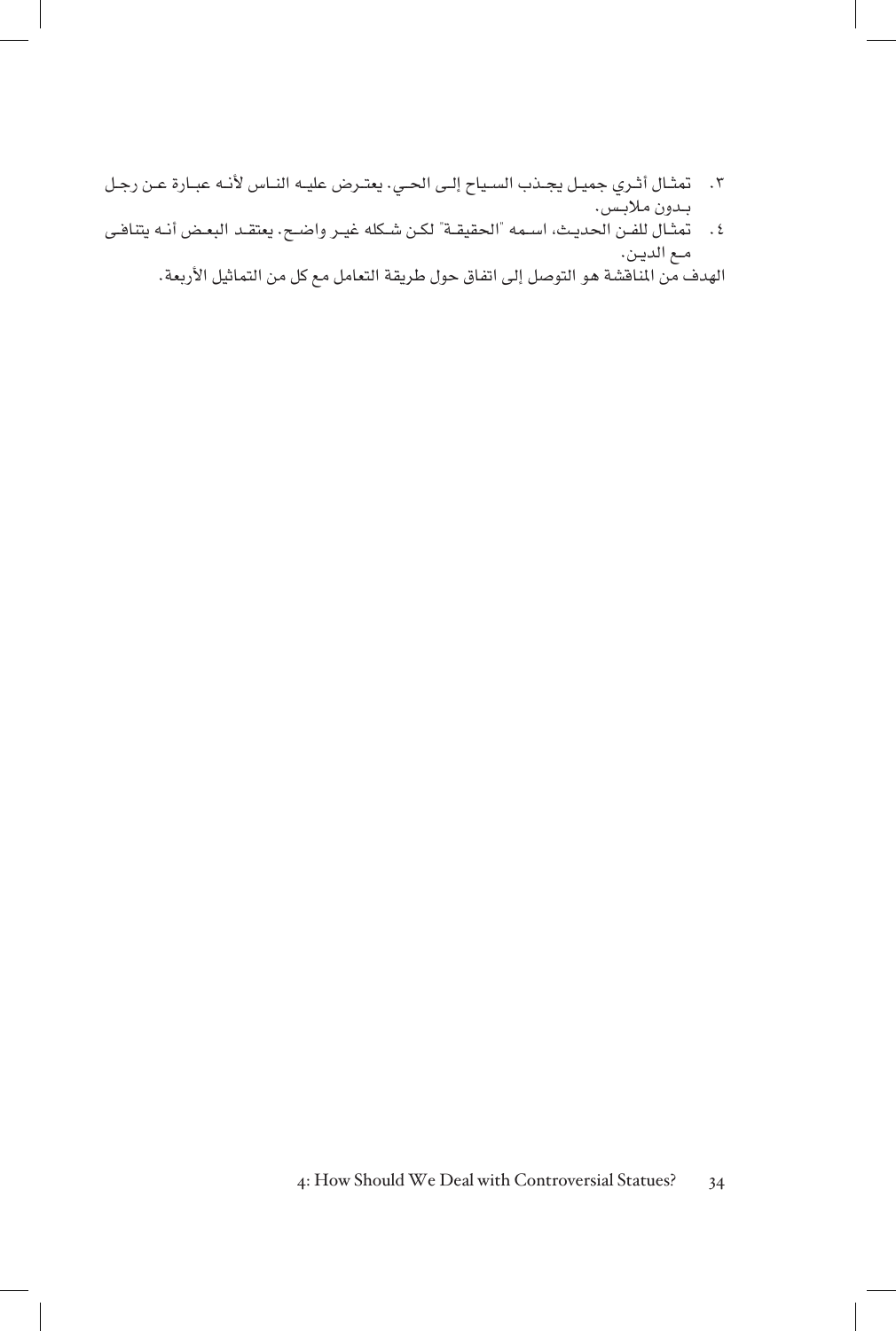٣. تمثال أثري جميل يجذب السياح إلى الحي. يعترض عليه الناس لأنه عبارة عن رجل بدون ملابس.

٤. تمثال للفن الحديث، اسمه "الحقيقة" لكن شكله غير واضح. يعتقد البعض أنه يتنافى مع الدين.

الهدف من المناقشة هو التوصل إلى اتفاق حول طريقة التعامل مع كل من التماثيل الأربعة.